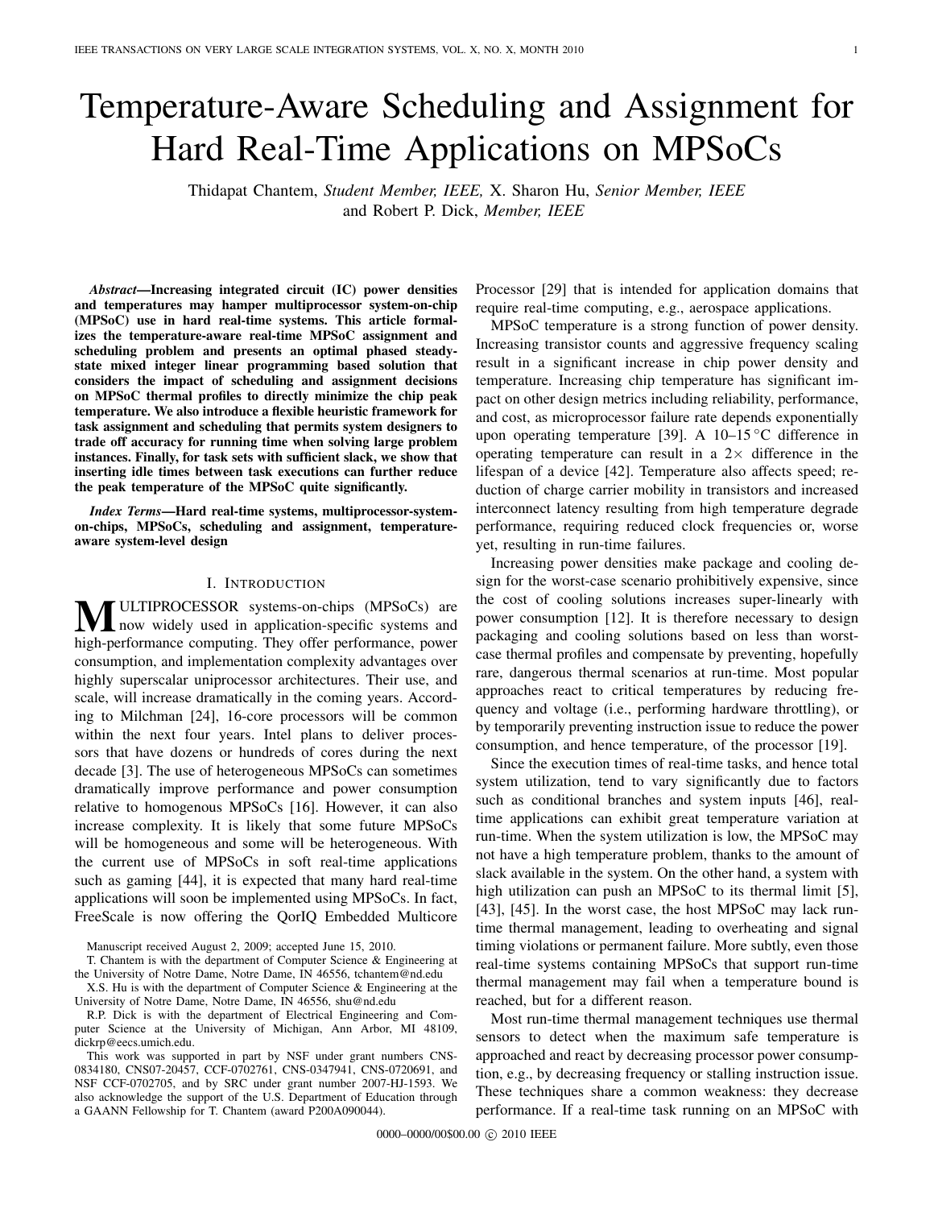# Temperature-Aware Scheduling and Assignment for Hard Real-Time Applications on MPSoCs

Thidapat Chantem, *Student Member, IEEE,* X. Sharon Hu, *Senior Member, IEEE* and Robert P. Dick, *Member, IEEE*

***Abstract*—Increasing integrated circuit (IC) power densities and temperatures may hamper multiprocessor system-on-chip (MPSoC) use in hard real-time systems. This article formalizes the temperature-aware real-time MPSoC assignment and scheduling problem and presents an optimal phased steady-state mixed integer linear programming based solution that considers the impact of scheduling and assignment decisions on MPSoC thermal profiles to directly minimize the chip peak temperature. We also introduce a flexible heuristic framework for task assignment and scheduling that permits system designers to trade off accuracy for running time when solving large problem instances. Finally, for task sets with sufficient slack, we show that inserting idle times between task executions can further reduce the peak temperature of the MPSoC quite significantly.**

***Index Terms*—Hard real-time systems, multiprocessor-system-on-chips, MPSoCs, scheduling and assignment, temperature-aware system-level design**

## I. Introduction

Multiprocessor systems-on-chips (MPSoCs) are now widely used in application-specific systems and high-performance computing. They offer performance, power consumption, and implementation complexity advantages over highly superscalar uniprocessor architectures. Their use, and scale, will increase dramatically in the coming years. According to Milchman [24], 16-core processors will be common within the next four years. Intel plans to deliver processors that have dozens or hundreds of cores during the next decade [3]. The use of heterogeneous MPSoCs can sometimes dramatically improve performance and power consumption relative to homogenous MPSoCs [16]. However, it can also increase complexity. It is likely that some future MPSoCs will be homogeneous and some will be heterogeneous. With the current use of MPSoCs in soft real-time applications such as gaming [44], it is expected that many hard real-time applications will soon be implemented using MPSoCs. In fact, FreeScale is now offering the QorIQ Embedded Multicore Processor [29] that is intended for application domains that require real-time computing, e.g., aerospace applications.

MPSoC temperature is a strong function of power density. Increasing transistor counts and aggressive frequency scaling result in a significant increase in chip power density and temperature. Increasing chip temperature has significant impact on other design metrics including reliability, performance, and cost, as microprocessor failure rate depends exponentially upon operating temperature [39]. A 10–15 °C difference in operating temperature can result in a 2× difference in the lifespan of a device [42]. Temperature also affects speed; reduction of charge carrier mobility in transistors and increased interconnect latency resulting from high temperature degrade performance, requiring reduced clock frequencies or, worse yet, resulting in run-time failures.

Increasing power densities make package and cooling design for the worst-case scenario prohibitively expensive, since the cost of cooling solutions increases super-linearly with power consumption [12]. It is therefore necessary to design packaging and cooling solutions based on less than worst-case thermal profiles and compensate by preventing, hopefully rare, dangerous thermal scenarios at run-time. Most popular approaches react to critical temperatures by reducing frequency and voltage (i.e., performing hardware throttling), or by temporarily preventing instruction issue to reduce the power consumption, and hence temperature, of the processor [19].

Since the execution times of real-time tasks, and hence total system utilization, tend to vary significantly due to factors such as conditional branches and system inputs [46], real-time applications can exhibit great temperature variation at run-time. When the system utilization is low, the MPSoC may not have a high temperature problem, thanks to the amount of slack available in the system. On the other hand, a system with high utilization can push an MPSoC to its thermal limit [5], [43], [45]. In the worst case, the host MPSoC may lack run-time thermal management, leading to overheating and signal timing violations or permanent failure. More subtly, even those real-time systems containing MPSoCs that support run-time thermal management may fail when a temperature bound is reached, but for a different reason.

Most run-time thermal management techniques use thermal sensors to detect when the maximum safe temperature is approached and react by decreasing processor power consumption, e.g., by decreasing frequency or stalling instruction issue. These techniques share a common weakness: they decrease performance. If a real-time task running on an MPSoC with

Manuscript received August 2, 2009; accepted June 15, 2010.

T. Chantem is with the department of Computer Science & Engineering at the University of Notre Dame, Notre Dame, IN 46556, tchantem@nd.edu

X.S. Hu is with the department of Computer Science & Engineering at the University of Notre Dame, Notre Dame, IN 46556, shu@nd.edu

R.P. Dick is with the department of Electrical Engineering and Computer Science at the University of Michigan, Ann Arbor, MI 48109, dickrp@eecs.umich.edu.

This work was supported in part by NSF under grant numbers CNS-0834180, CNS07-20457, CCF-0702761, CNS-0347941, CNS-0720691, and NSF CCF-0702705, and by SRC under grant number 2007-HJ-1593. We also acknowledge the support of the U.S. Department of Education through a GAANN Fellowship for T. Chantem (award P200A090044).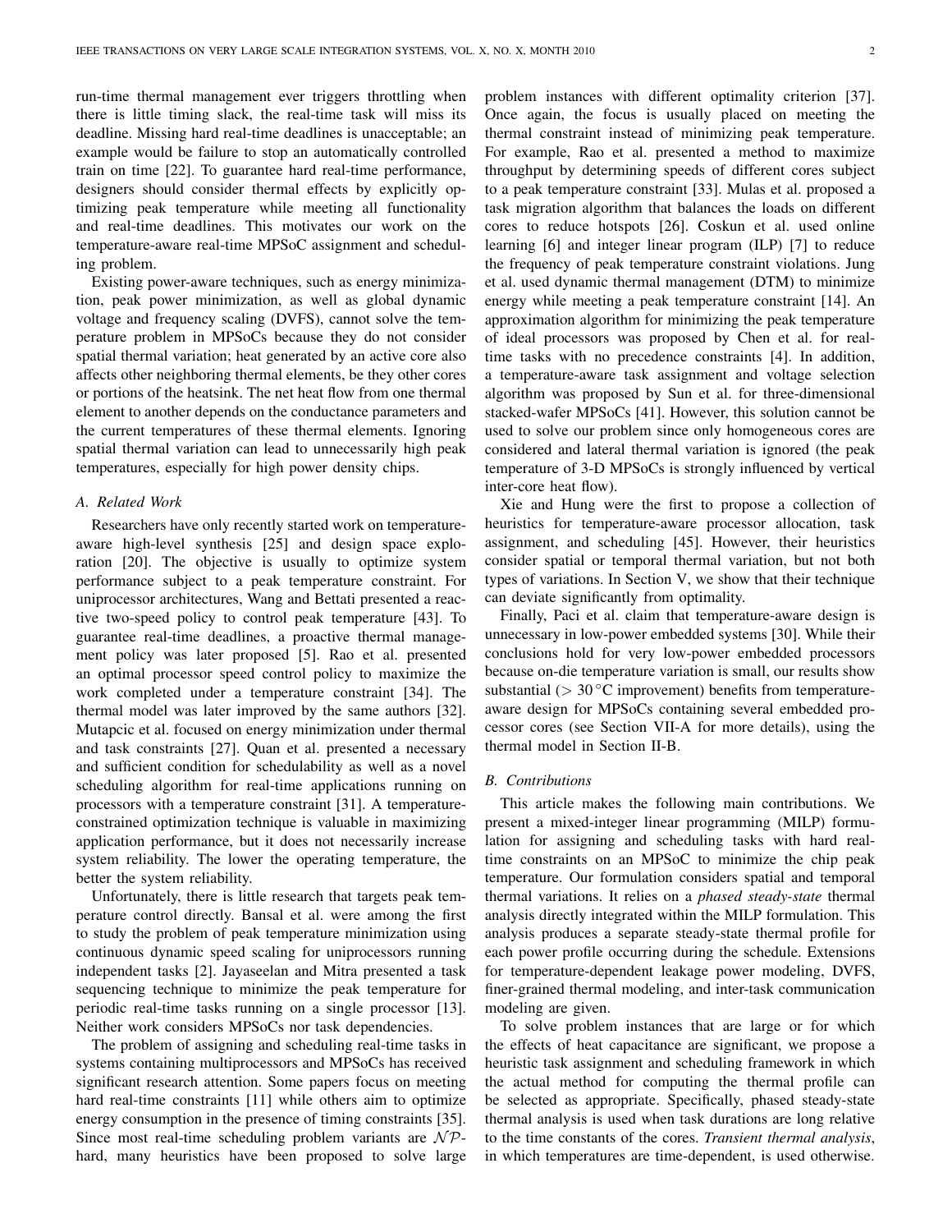run-time thermal management ever triggers throttling when there is little timing slack, the real-time task will miss its deadline. Missing hard real-time deadlines is unacceptable; an example would be failure to stop an automatically controlled train on time [22]. To guarantee hard real-time performance, designers should consider thermal effects by explicitly optimizing peak temperature while meeting all functionality and real-time deadlines. This motivates our work on the temperature-aware real-time MPSoC assignment and scheduling problem.

Existing power-aware techniques, such as energy minimization, peak power minimization, as well as global dynamic voltage and frequency scaling (DVFS), cannot solve the temperature problem in MPSoCs because they do not consider spatial thermal variation; heat generated by an active core also affects other neighboring thermal elements, be they other cores or portions of the heatsink. The net heat flow from one thermal element to another depends on the conductance parameters and the current temperatures of these thermal elements. Ignoring spatial thermal variation can lead to unnecessarily high peak temperatures, especially for high power density chips.

### A. Related Work

Researchers have only recently started work on temperature-aware high-level synthesis [25] and design space exploration [20]. The objective is usually to optimize system performance subject to a peak temperature constraint. For uniprocessor architectures, Wang and Bettati presented a reactive two-speed policy to control peak temperature [43]. To guarantee real-time deadlines, a proactive thermal management policy was later proposed [5]. Rao et al. presented an optimal processor speed control policy to maximize the work completed under a temperature constraint [34]. The thermal model was later improved by the same authors [32]. Mutapcic et al. focused on energy minimization under thermal and task constraints [27]. Quan et al. presented a necessary and sufficient condition for schedulability as well as a novel scheduling algorithm for real-time applications running on processors with a temperature constraint [31]. A temperature-constrained optimization technique is valuable in maximizing application performance, but it does not necessarily increase system reliability. The lower the operating temperature, the better the system reliability.

Unfortunately, there is little research that targets peak temperature control directly. Bansal et al. were among the first to study the problem of peak temperature minimization using continuous dynamic speed scaling for uniprocessors running independent tasks [2]. Jayaseelan and Mitra presented a task sequencing technique to minimize the peak temperature for periodic real-time tasks running on a single processor [13]. Neither work considers MPSoCs nor task dependencies.

The problem of assigning and scheduling real-time tasks in systems containing multiprocessors and MPSoCs has received significant research attention. Some papers focus on meeting hard real-time constraints [11] while others aim to optimize energy consumption in the presence of timing constraints [35]. Since most real-time scheduling problem variants are $\mathcal{NP}$-hard, many heuristics have been proposed to solve large problem instances with different optimality criterion [37]. Once again, the focus is usually placed on meeting the thermal constraint instead of minimizing peak temperature. For example, Rao et al. presented a method to maximize throughput by determining speeds of different cores subject to a peak temperature constraint [33]. Mulas et al. proposed a task migration algorithm that balances the loads on different cores to reduce hotspots [26]. Coskun et al. used online learning [6] and integer linear program (ILP) [7] to reduce the frequency of peak temperature constraint violations. Jung et al. used dynamic thermal management (DTM) to minimize energy while meeting a peak temperature constraint [14]. An approximation algorithm for minimizing the peak temperature of ideal processors was proposed by Chen et al. for real-time tasks with no precedence constraints [4]. In addition, a temperature-aware task assignment and voltage selection algorithm was proposed by Sun et al. for three-dimensional stacked-wafer MPSoCs [41]. However, this solution cannot be used to solve our problem since only homogeneous cores are considered and lateral thermal variation is ignored (the peak temperature of 3-D MPSoCs is strongly influenced by vertical inter-core heat flow).

Xie and Hung were the first to propose a collection of heuristics for temperature-aware processor allocation, task assignment, and scheduling [45]. However, their heuristics consider spatial or temporal thermal variation, but not both types of variations. In Section V, we show that their technique can deviate significantly from optimality.

Finally, Paci et al. claim that temperature-aware design is unnecessary in low-power embedded systems [30]. While their conclusions hold for very low-power embedded processors because on-die temperature variation is small, our results show substantial ($> 30\,^{\circ}$C improvement) benefits from temperature-aware design for MPSoCs containing several embedded processor cores (see Section VII-A for more details), using the thermal model in Section II-B.

### B. Contributions

This article makes the following main contributions. We present a mixed-integer linear programming (MILP) formulation for assigning and scheduling tasks with hard real-time constraints on an MPSoC to minimize the chip peak temperature. Our formulation considers spatial and temporal thermal variations. It relies on a *phased steady-state* thermal analysis directly integrated within the MILP formulation. This analysis produces a separate steady-state thermal profile for each power profile occurring during the schedule. Extensions for temperature-dependent leakage power modeling, DVFS, finer-grained thermal modeling, and inter-task communication modeling are given.

To solve problem instances that are large or for which the effects of heat capacitance are significant, we propose a heuristic task assignment and scheduling framework in which the actual method for computing the thermal profile can be selected as appropriate. Specifically, phased steady-state thermal analysis is used when task durations are long relative to the time constants of the cores. *Transient thermal analysis*, in which temperatures are time-dependent, is used otherwise.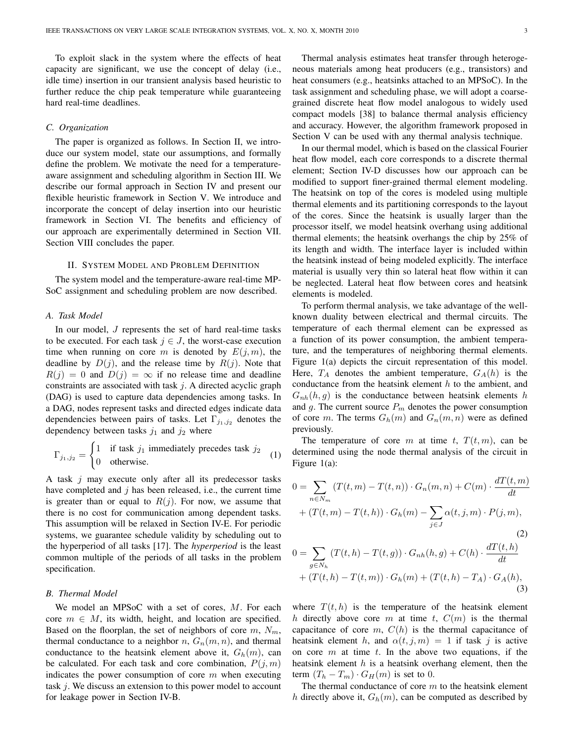To exploit slack in the system where the effects of heat capacity are significant, we use the concept of delay (i.e., idle time) insertion in our transient analysis based heuristic to further reduce the chip peak temperature while guaranteeing hard real-time deadlines.

### C. Organization

The paper is organized as follows. In Section II, we introduce our system model, state our assumptions, and formally define the problem. We motivate the need for a temperature-aware assignment and scheduling algorithm in Section III. We describe our formal approach in Section IV and present our flexible heuristic framework in Section V. We introduce and incorporate the concept of delay insertion into our heuristic framework in Section VI. The benefits and efficiency of our approach are experimentally determined in Section VII. Section VIII concludes the paper.

## II. System Model and Problem Definition

The system model and the temperature-aware real-time MPSoC assignment and scheduling problem are now described.

### A. Task Model

In our model, $J$ represents the set of hard real-time tasks to be executed. For each task $j \in J$, the worst-case execution time when running on core $m$ is denoted by $E(j, m)$, the deadline by $D(j)$, and the release time by $R(j)$. Note that $R(j) = 0$ and $D(j) = \infty$ if no release time and deadline constraints are associated with task $j$. A directed acyclic graph (DAG) is used to capture data dependencies among tasks. In a DAG, nodes represent tasks and directed edges indicate data dependencies between pairs of tasks. Let $\Gamma_{j_1,j_2}$ denotes the dependency between tasks $j_1$ and $j_2$ where

$$\Gamma_{j_1,j_2} = \begin{cases} 1 & \text{if task } j_1 \text{ immediately precedes task } j_2 \\ 0 & \text{otherwise.} \end{cases} \tag{1}$$

A task $j$ may execute only after all its predecessor tasks have completed and $j$ has been released, i.e., the current time is greater than or equal to $R(j)$. For now, we assume that there is no cost for communication among dependent tasks. This assumption will be relaxed in Section IV-E. For periodic systems, we guarantee schedule validity by scheduling out to the hyperperiod of all tasks [17]. The *hyperperiod* is the least common multiple of the periods of all tasks in the problem specification.

### B. Thermal Model

We model an MPSoC with a set of cores, $M$. For each core $m \in M$, its width, height, and location are specified. Based on the floorplan, the set of neighbors of core $m$, $N_m$, thermal conductance to a neighbor $n$, $G_n(m, n)$, and thermal conductance to the heatsink element above it, $G_h(m)$, can be calculated. For each task and core combination, $P(j, m)$ indicates the power consumption of core $m$ when executing task $j$. We discuss an extension to this power model to account for leakage power in Section IV-B.

Thermal analysis estimates heat transfer through heterogeneous materials among heat producers (e.g., transistors) and heat consumers (e.g., heatsinks attached to an MPSoC). In the task assignment and scheduling phase, we will adopt a coarse-grained discrete heat flow model analogous to widely used compact models [38] to balance thermal analysis efficiency and accuracy. However, the algorithm framework proposed in Section V can be used with any thermal analysis technique.

In our thermal model, which is based on the classical Fourier heat flow model, each core corresponds to a discrete thermal element; Section IV-D discusses how our approach can be modified to support finer-grained thermal element modeling. The heatsink on top of the cores is modeled using multiple thermal elements and its partitioning corresponds to the layout of the cores. Since the heatsink is usually larger than the processor itself, we model heatsink overhang using additional thermal elements; the heatsink overhangs the chip by 25% of its length and width. The interface layer is included within the heatsink instead of being modeled explicitly. The interface material is usually very thin so lateral heat flow within it can be neglected. Lateral heat flow between cores and heatsink elements is modeled.

To perform thermal analysis, we take advantage of the well-known duality between electrical and thermal circuits. The temperature of each thermal element can be expressed as a function of its power consumption, the ambient temperature, and the temperatures of neighboring thermal elements. Figure 1(a) depicts the circuit representation of this model. Here, $T_A$ denotes the ambient temperature, $G_A(h)$ is the conductance from the heatsink element $h$ to the ambient, and $G_{nh}(h, g)$ is the conductance between heatsink elements $h$ and $g$. The current source $P_m$ denotes the power consumption of core $m$. The terms $G_h(m)$ and $G_n(m, n)$ were as defined previously.

The temperature of core $m$ at time $t$, $T(t, m)$, can be determined using the node thermal analysis of the circuit in Figure 1(a):

$$\begin{aligned} 0 = & \sum_{n \in N_m} (T(t, m) - T(t, n)) \cdot G_n(m, n) + C(m) \cdot \frac{dT(t, m)}{dt} \\ & + (T(t, m) - T(t, h)) \cdot G_h(m) - \sum_{j \in J} \alpha(t, j, m) \cdot P(j, m), \end{aligned} \tag{2}$$

$$\begin{aligned} 0 = & \sum_{g \in N_h} (T(t, h) - T(t, g)) \cdot G_{nh}(h, g) + C(h) \cdot \frac{dT(t, h)}{dt} \\ & + (T(t, h) - T(t, m)) \cdot G_h(m) + (T(t, h) - T_A) \cdot G_A(h), \end{aligned} \tag{3}$$

where $T(t, h)$ is the temperature of the heatsink element $h$ directly above core $m$ at time $t$, $C(m)$ is the thermal capacitance of core $m$, $C(h)$ is the thermal capacitance of heatsink element $h$, and $\alpha(t, j, m) = 1$ if task $j$ is active on core $m$ at time $t$. In the above two equations, if the heatsink element $h$ is a heatsink overhang element, then the term $(T_h - T_m) \cdot G_H(m)$ is set to 0.

The thermal conductance of core $m$ to the heatsink element $h$ directly above it, $G_h(m)$, can be computed as described by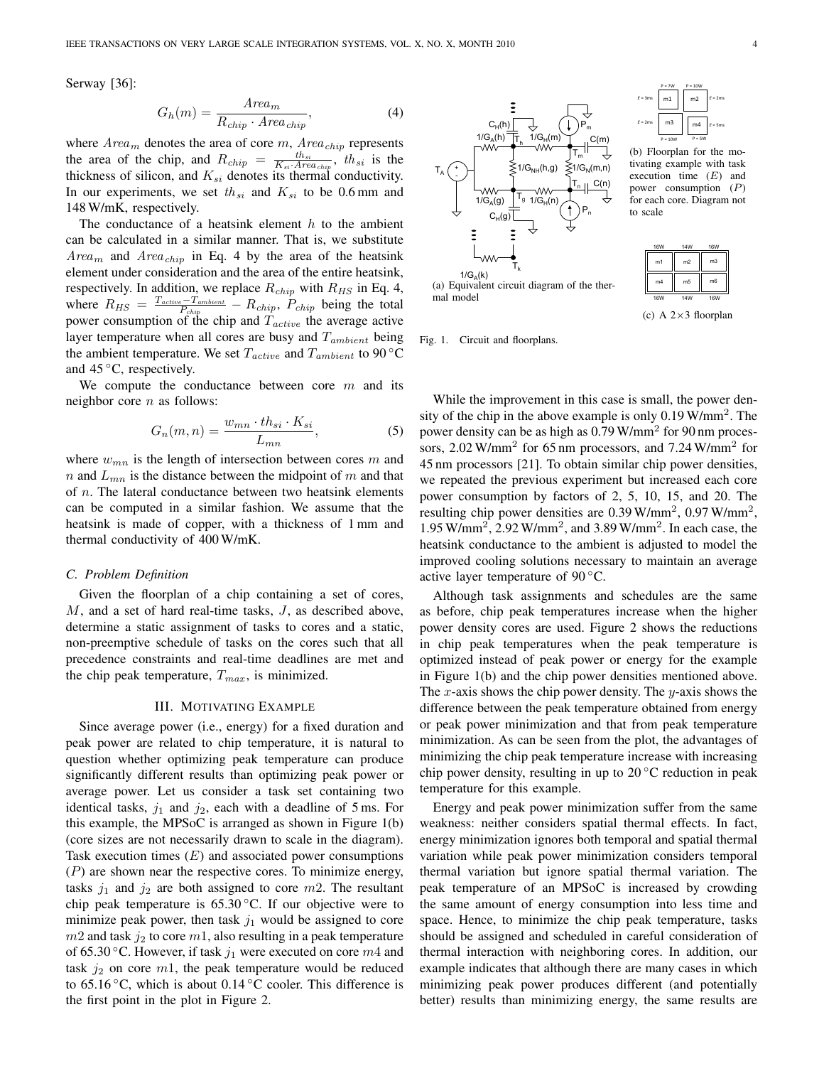Serway [36]:

$$G_h(m) = \frac{Area_m}{R_{chip} \cdot Area_{chip}}, \tag{4}$$

where $Area_m$ denotes the area of core $m$, $Area_{chip}$ represents the area of the chip, and $R_{chip} = \frac{th_{si}}{K_{si} \cdot Area_{chip}}$, $th_{si}$ is the thickness of silicon, and $K_{si}$ denotes its thermal conductivity. In our experiments, we set $th_{si}$ and $K_{si}$ to be 0.6 mm and 148 W/mK, respectively.

The conductance of a heatsink element $h$ to the ambient can be calculated in a similar manner. That is, we substitute $Area_m$ and $Area_{chip}$ in Eq. 4 by the area of the heatsink element under consideration and the area of the entire heatsink, respectively. In addition, we replace $R_{chip}$ with $R_{HS}$ in Eq. 4, where $R_{HS} = \frac{T_{active} - T_{ambient}}{P_{chip}} - R_{chip}$, $P_{chip}$ being the total power consumption of the chip and $T_{active}$ the average active layer temperature when all cores are busy and $T_{ambient}$ being the ambient temperature. We set $T_{active}$ and $T_{ambient}$ to 90 °C and 45 °C, respectively.

We compute the conductance between core $m$ and its neighbor core $n$ as follows:

$$G_n(m, n) = \frac{w_{mn} \cdot th_{si} \cdot K_{si}}{L_{mn}}, \tag{5}$$

where $w_{mn}$ is the length of intersection between cores $m$ and $n$ and $L_{mn}$ is the distance between the midpoint of $m$ and that of $n$. The lateral conductance between two heatsink elements can be computed in a similar fashion. We assume that the heatsink is made of copper, with a thickness of 1 mm and thermal conductivity of 400 W/mK.

### C. Problem Definition

Given the floorplan of a chip containing a set of cores, $M$, and a set of hard real-time tasks, $J$, as described above, determine a static assignment of tasks to cores and a static, non-preemptive schedule of tasks on the cores such that all precedence constraints and real-time deadlines are met and the chip peak temperature, $T_{max}$, is minimized.

## III. Motivating Example

Since average power (i.e., energy) for a fixed duration and peak power are related to chip temperature, it is natural to question whether optimizing peak temperature can produce significantly different results than optimizing peak power or average power. Let us consider a task set containing two identical tasks, $j_1$ and $j_2$, each with a deadline of 5 ms. For this example, the MPSoC is arranged as shown in Figure 1(b) (core sizes are not necessarily drawn to scale in the diagram). Task execution times ($E$) and associated power consumptions ($P$) are shown near the respective cores. To minimize energy, tasks $j_1$ and $j_2$ are both assigned to core $m2$. The resultant chip peak temperature is 65.30 °C. If our objective were to minimize peak power, then task $j_1$ would be assigned to core $m2$ and task $j_2$ to core $m1$, also resulting in a peak temperature of 65.30 °C. However, if task $j_1$ were executed on core $m4$ and task $j_2$ on core $m1$, the peak temperature would be reduced to 65.16 °C, which is about 0.14 °C cooler. This difference is the first point in the plot in Figure 2.

(a) Equivalent circuit diagram of the thermal model

(b) Floorplan for the motivating example with task execution time ($E$) and power consumption ($P$) for each core. Diagram not to scale

(c) A 2×3 floorplan

Fig. 1. Circuit and floorplans.

While the improvement in this case is small, the power density of the chip in the above example is only 0.19 W/mm². The power density can be as high as 0.79 W/mm² for 90 nm processors, 2.02 W/mm² for 65 nm processors, and 7.24 W/mm² for 45 nm processors [21]. To obtain similar chip power densities, we repeated the previous experiment but increased each core power consumption by factors of 2, 5, 10, 15, and 20. The resulting chip power densities are 0.39 W/mm², 0.97 W/mm², 1.95 W/mm², 2.92 W/mm², and 3.89 W/mm². In each case, the heatsink conductance to the ambient is adjusted to model the improved cooling solutions necessary to maintain an average active layer temperature of 90 °C.

Although task assignments and schedules are the same as before, chip peak temperatures increase when the higher power density cores are used. Figure 2 shows the reductions in chip peak temperatures when the peak temperature is optimized instead of peak power or energy for the example in Figure 1(b) and the chip power densities mentioned above. The $x$-axis shows the chip power density. The $y$-axis shows the difference between the peak temperature obtained from energy or peak power minimization and that from peak temperature minimization. As can be seen from the plot, the advantages of minimizing the chip peak temperature increase with increasing chip power density, resulting in up to 20 °C reduction in peak temperature for this example.

Energy and peak power minimization suffer from the same weakness: neither considers spatial thermal effects. In fact, energy minimization ignores both temporal and spatial thermal variation while peak power minimization considers temporal thermal variation but ignore spatial thermal variation. The peak temperature of an MPSoC is increased by crowding the same amount of energy consumption into less time and space. Hence, to minimize the chip peak temperature, tasks should be assigned and scheduled in careful consideration of thermal interaction with neighboring cores. In addition, our example indicates that although there are many cases in which minimizing peak power produces different (and potentially better) results than minimizing energy, the same results are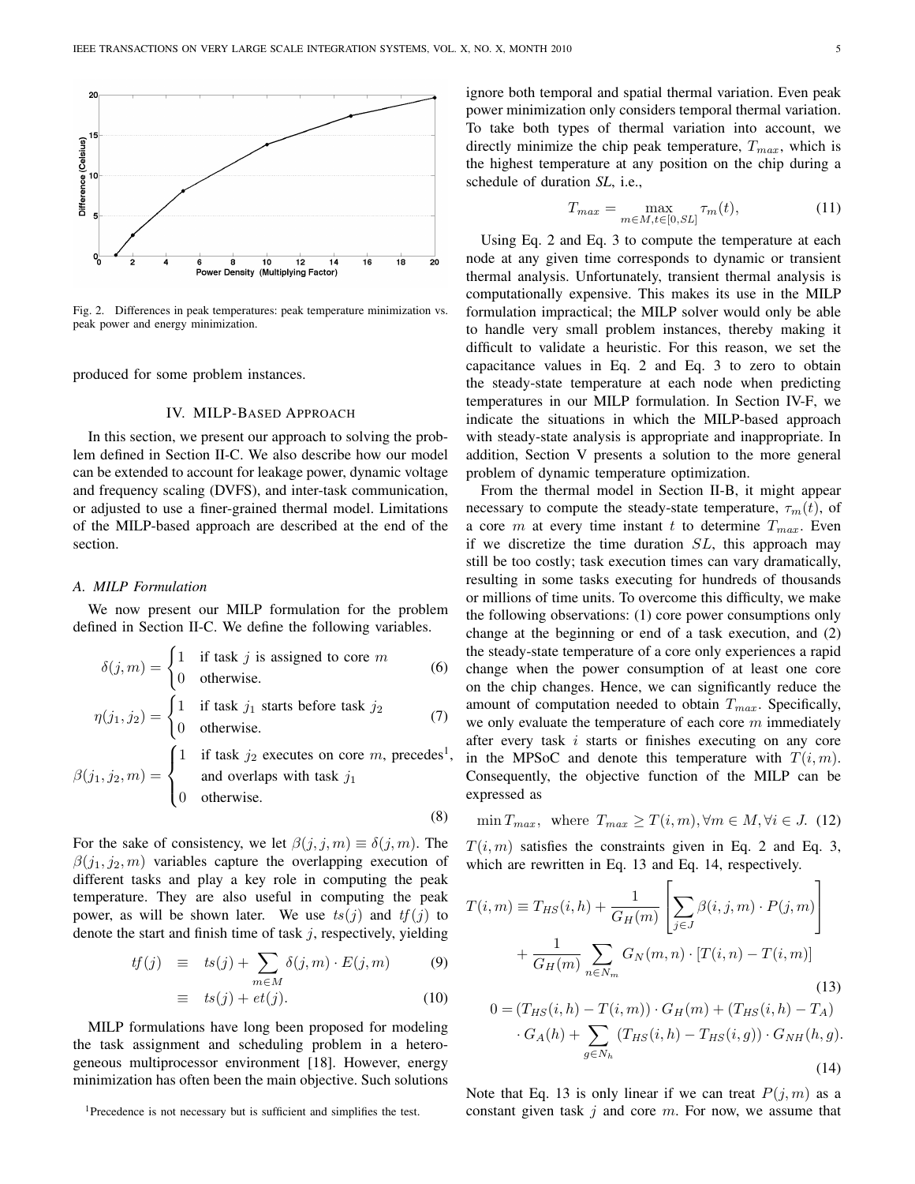Fig. 2. Differences in peak temperatures: peak temperature minimization vs. peak power and energy minimization.

produced for some problem instances.

## IV. MILP-Based Approach

In this section, we present our approach to solving the problem defined in Section II-C. We also describe how our model can be extended to account for leakage power, dynamic voltage and frequency scaling (DVFS), and inter-task communication, or adjusted to use a finer-grained thermal model. Limitations of the MILP-based approach are described at the end of the section.

### A. MILP Formulation

We now present our MILP formulation for the problem defined in Section II-C. We define the following variables.

$$\delta(j,m) = \begin{cases} 1 & \text{if task } j \text{ is assigned to core } m \\ 0 & \text{otherwise.} \end{cases} \quad (6)$$

$$\eta(j_1,j_2) = \begin{cases} 1 & \text{if task } j_1 \text{ starts before task } j_2 \\ 0 & \text{otherwise.} \end{cases} \quad (7)$$

$$\beta(j_1,j_2,m) = \begin{cases} 1 & \text{if task } j_2 \text{ executes on core } m \text{, precedes}^1\text{,} \\ & \text{and overlaps with task } j_1 \\ 0 & \text{otherwise.} \end{cases} \quad (8)$$

For the sake of consistency, we let $\beta(j,j,m) \equiv \delta(j,m)$. The $\beta(j_1,j_2,m)$ variables capture the overlapping execution of different tasks and play a key role in computing the peak temperature. They are also useful in computing the peak power, as will be shown later. We use $ts(j)$ and $tf(j)$ to denote the start and finish time of task $j$, respectively, yielding

$$tf(j) \equiv ts(j) + \sum_{m \in M} \delta(j,m) \cdot E(j,m) \quad (9)$$

$$\equiv ts(j) + et(j). \quad (10)$$

MILP formulations have long been proposed for modeling the task assignment and scheduling problem in a heterogeneous multiprocessor environment [18]. However, energy minimization has often been the main objective. Such solutions ignore both temporal and spatial thermal variation. Even peak power minimization only considers temporal thermal variation. To take both types of thermal variation into account, we directly minimize the chip peak temperature, $T_{max}$, which is the highest temperature at any position on the chip during a schedule of duration *SL*, i.e.,

$$T_{max} = \max_{m \in M, t \in [0,SL]} \tau_m(t), \quad (11)$$

Using Eq. 2 and Eq. 3 to compute the temperature at each node at any given time corresponds to dynamic or transient thermal analysis. Unfortunately, transient thermal analysis is computationally expensive. This makes its use in the MILP formulation impractical; the MILP solver would only be able to handle very small problem instances, thereby making it difficult to validate a heuristic. For this reason, we set the capacitance values in Eq. 2 and Eq. 3 to zero to obtain the steady-state temperature at each node when predicting temperatures in our MILP formulation. In Section IV-F, we indicate the situations in which the MILP-based approach with steady-state analysis is appropriate and inappropriate. In addition, Section V presents a solution to the more general problem of dynamic temperature optimization.

From the thermal model in Section II-B, it might appear necessary to compute the steady-state temperature, $\tau_m(t)$, of a core $m$ at every time instant $t$ to determine $T_{max}$. Even if we discretize the time duration $SL$, this approach may still be too costly; task execution times can vary dramatically, resulting in some tasks executing for hundreds of thousands or millions of time units. To overcome this difficulty, we make the following observations: (1) core power consumptions only change at the beginning or end of a task execution, and (2) the steady-state temperature of a core only experiences a rapid change when the power consumption of at least one core on the chip changes. Hence, we can significantly reduce the amount of computation needed to obtain $T_{max}$. Specifically, we only evaluate the temperature of each core $m$ immediately after every task $i$ starts or finishes executing on any core in the MPSoC and denote this temperature with $T(i,m)$. Consequently, the objective function of the MILP can be expressed as

$$\min T_{max}, \text{ where } T_{max} \geq T(i,m), \forall m \in M, \forall i \in J. \quad (12)$$

$T(i,m)$ satisfies the constraints given in Eq. 2 and Eq. 3, which are rewritten in Eq. 13 and Eq. 14, respectively.

$$T(i,m) \equiv T_{HS}(i,h) + \frac{1}{G_H(m)} \left[ \sum_{j \in J} \beta(i,j,m) \cdot P(j,m) \right] + \frac{1}{G_H(m)} \sum_{n \in N_m} G_N(m,n) \cdot [T(i,n) - T(i,m)] \quad (13)$$

$$0 = (T_{HS}(i,h) - T(i,m)) \cdot G_H(m) + (T_{HS}(i,h) - T_A) \cdot G_A(h) + \sum_{g \in N_h} (T_{HS}(i,h) - T_{HS}(i,g)) \cdot G_{NH}(h,g). \quad (14)$$

Note that Eq. 13 is only linear if we can treat $P(j,m)$ as a constant given task $j$ and core $m$. For now, we assume that

[1] Precedence is not necessary but is sufficient and simplifies the test.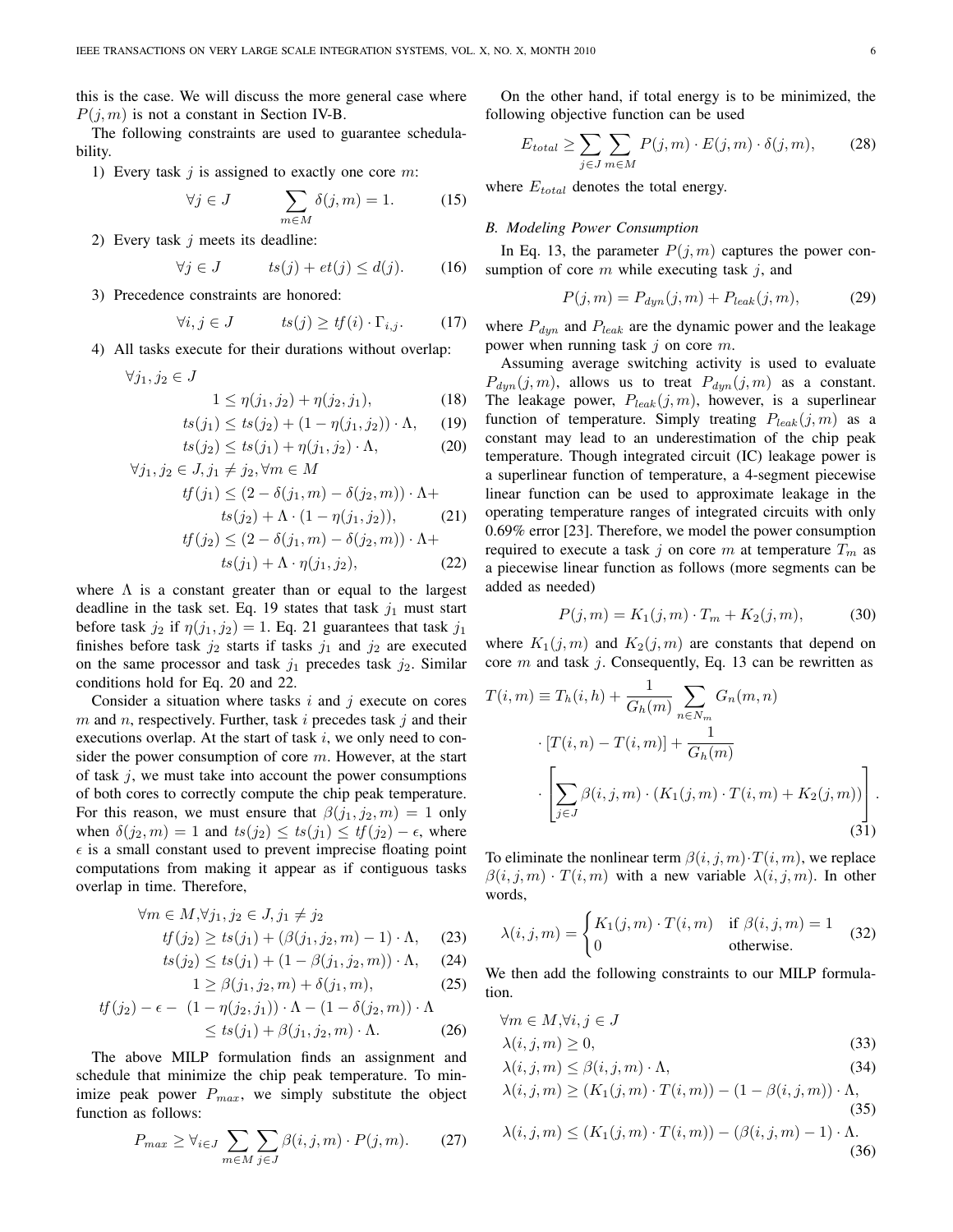this is the case. We will discuss the more general case where $P(j,m)$ is not a constant in Section IV-B.

The following constraints are used to guarantee schedulability.

1) Every task $j$ is assigned to exactly one core $m$:

$$\forall j \in J \qquad \sum_{m \in M} \delta(j,m) = 1. \tag{15}$$

2) Every task $j$ meets its deadline:

$$\forall j \in J \qquad ts(j) + et(j) \leq d(j). \tag{16}$$

3) Precedence constraints are honored:

$$\forall i,j \in J \qquad ts(j) \geq tf(i) \cdot \Gamma_{i,j}. \tag{17}$$

4) All tasks execute for their durations without overlap:

$$\forall j_1, j_2 \in J$$

$$1 \leq \eta(j_1,j_2) + \eta(j_2,j_1), \tag{18}$$

$$ts(j_1) \leq ts(j_2) + (1 - \eta(j_1,j_2)) \cdot \Lambda, \tag{19}$$

$$ts(j_2) \leq ts(j_1) + \eta(j_1,j_2) \cdot \Lambda, \tag{20}$$

$$\forall j_1, j_2 \in J, j_1 \neq j_2, \forall m \in M$$

$$tf(j_1) \leq (2 - \delta(j_1,m) - \delta(j_2,m)) \cdot \Lambda + ts(j_2) + \Lambda \cdot (1 - \eta(j_1,j_2)), \tag{21}$$

$$tf(j_2) \leq (2 - \delta(j_1,m) - \delta(j_2,m)) \cdot \Lambda + ts(j_1) + \Lambda \cdot \eta(j_1,j_2), \tag{22}$$

where $\Lambda$ is a constant greater than or equal to the largest deadline in the task set. Eq. 19 states that task $j_1$ must start before task $j_2$ if $\eta(j_1,j_2) = 1$. Eq. 21 guarantees that task $j_1$ finishes before task $j_2$ starts if tasks $j_1$ and $j_2$ are executed on the same processor and task $j_1$ precedes task $j_2$. Similar conditions hold for Eq. 20 and 22.

Consider a situation where tasks $i$ and $j$ execute on cores $m$ and $n$, respectively. Further, task $i$ precedes task $j$ and their executions overlap. At the start of task $i$, we only need to consider the power consumption of core $m$. However, at the start of task $j$, we must take into account the power consumptions of both cores to correctly compute the chip peak temperature. For this reason, we must ensure that $\beta(j_1,j_2,m) = 1$ only when $\delta(j_2,m) = 1$ and $ts(j_2) \leq ts(j_1) \leq tf(j_2) - \epsilon$, where $\epsilon$ is a small constant used to prevent imprecise floating point computations from making it appear as if contiguous tasks overlap in time. Therefore,

$$\forall m \in M, \forall j_1, j_2 \in J, j_1 \neq j_2$$

$$tf(j_2) \geq ts(j_1) + (\beta(j_1,j_2,m) - 1) \cdot \Lambda, \tag{23}$$

$$ts(j_2) \leq ts(j_1) + (1 - \beta(j_1,j_2,m)) \cdot \Lambda, \tag{24}$$

$$1 \geq \beta(j_1,j_2,m) + \delta(j_1,m), \tag{25}$$

$$tf(j_2) - \epsilon - (1 - \eta(j_2,j_1)) \cdot \Lambda - (1 - \delta(j_2,m)) \cdot \Lambda \leq ts(j_1) + \beta(j_1,j_2,m) \cdot \Lambda. \tag{26}$$

The above MILP formulation finds an assignment and schedule that minimize the chip peak temperature. To minimize peak power $P_{max}$, we simply substitute the object function as follows:

$$P_{max} \geq \forall_{i \in J} \sum_{m \in M} \sum_{j \in J} \beta(i,j,m) \cdot P(j,m). \tag{27}$$

On the other hand, if total energy is to be minimized, the following objective function can be used

$$E_{total} \geq \sum_{j \in J} \sum_{m \in M} P(j,m) \cdot E(j,m) \cdot \delta(j,m), \tag{28}$$

where $E_{total}$ denotes the total energy.

### B. Modeling Power Consumption

In Eq. 13, the parameter $P(j,m)$ captures the power consumption of core $m$ while executing task $j$, and

$$P(j,m) = P_{dyn}(j,m) + P_{leak}(j,m), \tag{29}$$

where $P_{dyn}$ and $P_{leak}$ are the dynamic power and the leakage power when running task $j$ on core $m$.

Assuming average switching activity is used to evaluate $P_{dyn}(j,m)$, allows us to treat $P_{dyn}(j,m)$ as a constant. The leakage power, $P_{leak}(j,m)$, however, is a superlinear function of temperature. Simply treating $P_{leak}(j,m)$ as a constant may lead to an underestimation of the chip peak temperature. Though integrated circuit (IC) leakage power is a superlinear function of temperature, a 4-segment piecewise linear function can be used to approximate leakage in the operating temperature ranges of integrated circuits with only 0.69% error [23]. Therefore, we model the power consumption required to execute a task $j$ on core $m$ at temperature $T_m$ as a piecewise linear function as follows (more segments can be added as needed)

$$P(j,m) = K_1(j,m) \cdot T_m + K_2(j,m), \tag{30}$$

where $K_1(j,m)$ and $K_2(j,m)$ are constants that depend on core $m$ and task $j$. Consequently, Eq. 13 can be rewritten as

$$T(i,m) \equiv T_h(i,h) + \frac{1}{G_h(m)} \sum_{n \in N_m} G_n(m,n) \cdot [T(i,n) - T(i,m)] + \frac{1}{G_h(m)} \cdot \left[ \sum_{j \in J} \beta(i,j,m) \cdot (K_1(j,m) \cdot T(i,m) + K_2(j,m)) \right]. \tag{31}$$

To eliminate the nonlinear term $\beta(i,j,m) \cdot T(i,m)$, we replace $\beta(i,j,m) \cdot T(i,m)$ with a new variable $\lambda(i,j,m)$. In other words,

$$\lambda(i,j,m) = \begin{cases} K_1(j,m) \cdot T(i,m) & \text{if } \beta(i,j,m) = 1 \\ 0 & \text{otherwise.} \end{cases} \tag{32}$$

We then add the following constraints to our MILP formulation.

$$\forall m \in M, \forall i,j \in J$$

$$\lambda(i,j,m) \geq 0, \tag{33}$$

$$\lambda(i,j,m) \leq \beta(i,j,m) \cdot \Lambda, \tag{34}$$

$$\lambda(i,j,m) \geq (K_1(j,m) \cdot T(i,m)) - (1 - \beta(i,j,m)) \cdot \Lambda, \tag{35}$$

$$\lambda(i,j,m) \leq (K_1(j,m) \cdot T(i,m)) - (\beta(i,j,m) - 1) \cdot \Lambda. \tag{36}$$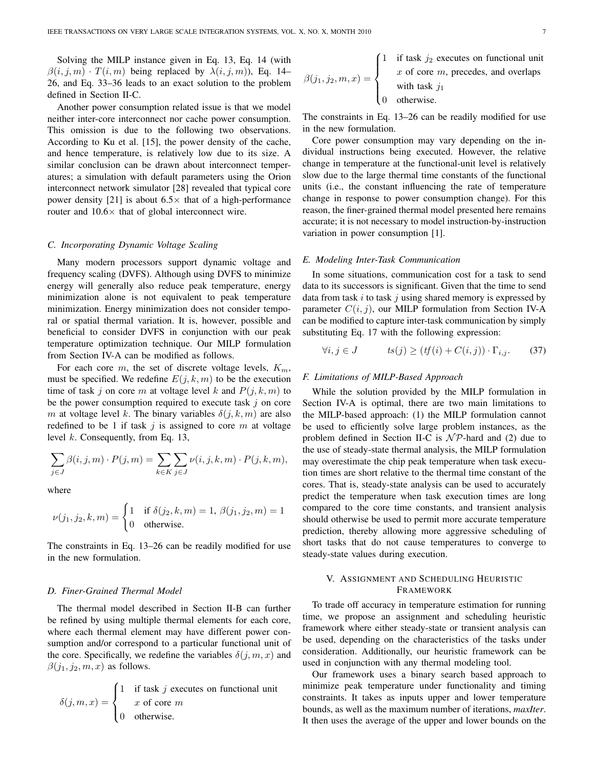Solving the MILP instance given in Eq. 13, Eq. 14 (with $\beta(i, j, m) \cdot T(i, m)$ being replaced by $\lambda(i, j, m)$), Eq. 14–26, and Eq. 33–36 leads to an exact solution to the problem defined in Section II-C.

Another power consumption related issue is that we model neither inter-core interconnect nor cache power consumption. This omission is due to the following two observations. According to Ku et al. [15], the power density of the cache, and hence temperature, is relatively low due to its size. A similar conclusion can be drawn about interconnect temperatures; a simulation with default parameters using the Orion interconnect network simulator [28] revealed that typical core power density [21] is about 6.5× that of a high-performance router and 10.6× that of global interconnect wire.

### C. Incorporating Dynamic Voltage Scaling

Many modern processors support dynamic voltage and frequency scaling (DVFS). Although using DVFS to minimize energy will generally also reduce peak temperature, energy minimization alone is not equivalent to peak temperature minimization. Energy minimization does not consider temporal or spatial thermal variation. It is, however, possible and beneficial to consider DVFS in conjunction with our peak temperature optimization technique. Our MILP formulation from Section IV-A can be modified as follows.

For each core $m$, the set of discrete voltage levels, $K_m$, must be specified. We redefine $E(j, k, m)$ to be the execution time of task $j$ on core $m$ at voltage level $k$ and $P(j, k, m)$ to be the power consumption required to execute task $j$ on core $m$ at voltage level $k$. The binary variables $\delta(j, k, m)$ are also redefined to be 1 if task $j$ is assigned to core $m$ at voltage level $k$. Consequently, from Eq. 13,

$$\sum_{j \in J} \beta(i, j, m) \cdot P(j, m) = \sum_{k \in K} \sum_{j \in J} \nu(i, j, k, m) \cdot P(j, k, m),$$

where

$$\nu(j_1, j_2, k, m) = \begin{cases} 1 & \text{if } \delta(j_2, k, m) = 1,\ \beta(j_1, j_2, m) = 1 \\ 0 & \text{otherwise.} \end{cases}$$

The constraints in Eq. 13–26 can be readily modified for use in the new formulation.

### D. Finer-Grained Thermal Model

The thermal model described in Section II-B can further be refined by using multiple thermal elements for each core, where each thermal element may have different power consumption and/or correspond to a particular functional unit of the core. Specifically, we redefine the variables $\delta(j, m, x)$ and $\beta(j_1, j_2, m, x)$ as follows.

$$\delta(j, m, x) = \begin{cases} 1 & \text{if task } j \text{ executes on functional unit} \\ & x \text{ of core } m \\ 0 & \text{otherwise.} \end{cases}$$

$$\beta(j_1, j_2, m, x) = \begin{cases} 1 & \text{if task } j_2 \text{ executes on functional unit} \\ & x \text{ of core } m\text{, precedes, and overlaps} \\ & \text{with task } j_1 \\ 0 & \text{otherwise.} \end{cases}$$

The constraints in Eq. 13–26 can be readily modified for use in the new formulation.

Core power consumption may vary depending on the individual instructions being executed. However, the relative change in temperature at the functional-unit level is relatively slow due to the large thermal time constants of the functional units (i.e., the constant influencing the rate of temperature change in response to power consumption change). For this reason, the finer-grained thermal model presented here remains accurate; it is not necessary to model instruction-by-instruction variation in power consumption [1].

### E. Modeling Inter-Task Communication

In some situations, communication cost for a task to send data to its successors is significant. Given that the time to send data from task $i$ to task $j$ using shared memory is expressed by parameter $C(i, j)$, our MILP formulation from Section IV-A can be modified to capture inter-task communication by simply substituting Eq. 17 with the following expression:

$$\forall i, j \in J \qquad ts(j) \geq (tf(i) + C(i, j)) \cdot \Gamma_{i,j}. \tag{37}$$

### F. Limitations of MILP-Based Approach

While the solution provided by the MILP formulation in Section IV-A is optimal, there are two main limitations to the MILP-based approach: (1) the MILP formulation cannot be used to efficiently solve large problem instances, as the problem defined in Section II-C is $\mathcal{NP}$-hard and (2) due to the use of steady-state thermal analysis, the MILP formulation may overestimate the chip peak temperature when task execution times are short relative to the thermal time constant of the cores. That is, steady-state analysis can be used to accurately predict the temperature when task execution times are long compared to the core time constants, and transient analysis should otherwise be used to permit more accurate temperature prediction, thereby allowing more aggressive scheduling of short tasks that do not cause temperatures to converge to steady-state values during execution.

## V. Assignment and Scheduling Heuristic Framework

To trade off accuracy in temperature estimation for running time, we propose an assignment and scheduling heuristic framework where either steady-state or transient analysis can be used, depending on the characteristics of the tasks under consideration. Additionally, our heuristic framework can be used in conjunction with any thermal modeling tool.

Our framework uses a binary search based approach to minimize peak temperature under functionality and timing constraints. It takes as inputs upper and lower temperature bounds, as well as the maximum number of iterations, *maxIter*. It then uses the average of the upper and lower bounds on the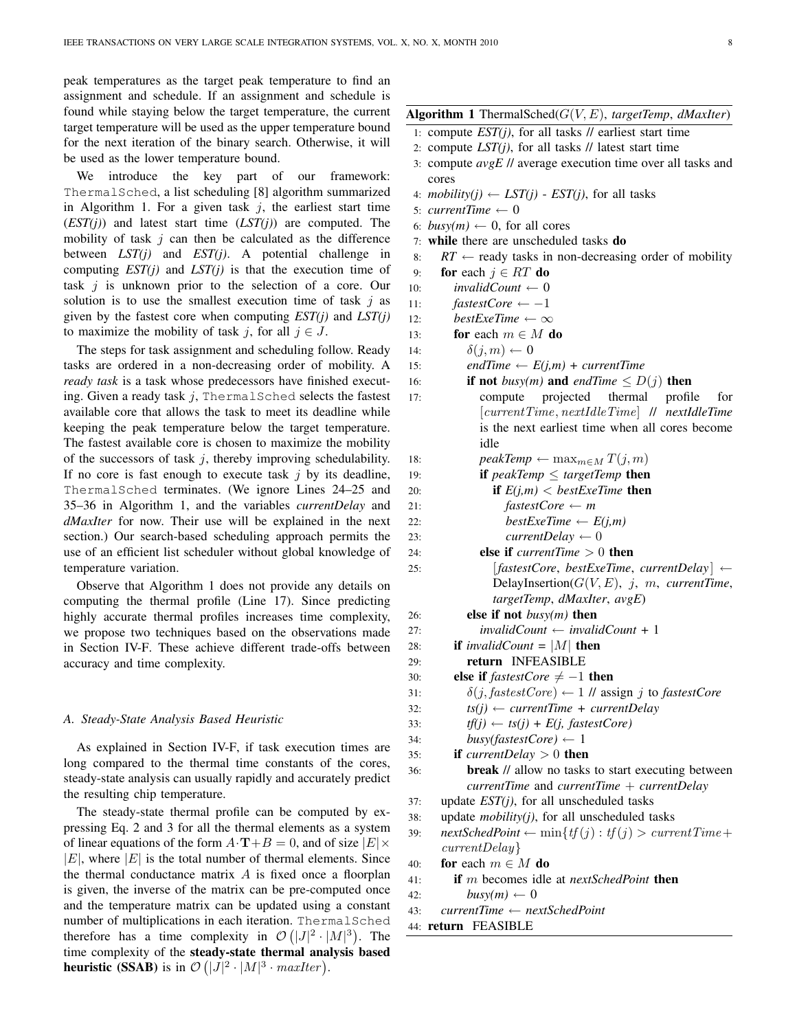peak temperatures as the target peak temperature to find an assignment and schedule. If an assignment and schedule is found while staying below the target temperature, the current target temperature will be used as the upper temperature bound for the next iteration of the binary search. Otherwise, it will be used as the lower temperature bound.

We introduce the key part of our framework: `ThermalSched`, a list scheduling [8] algorithm summarized in Algorithm 1. For a given task $j$, the earliest start time (*EST(j)*) and latest start time (*LST(j)*) are computed. The mobility of task $j$ can then be calculated as the difference between *LST(j)* and *EST(j)*. A potential challenge in computing *EST(j)* and *LST(j)* is that the execution time of task $j$ is unknown prior to the selection of a core. Our solution is to use the smallest execution time of task $j$ as given by the fastest core when computing *EST(j)* and *LST(j)* to maximize the mobility of task $j$, for all $j \in J$.

The steps for task assignment and scheduling follow. Ready tasks are ordered in a non-decreasing order of mobility. A *ready task* is a task whose predecessors have finished executing. Given a ready task $j$, `ThermalSched` selects the fastest available core that allows the task to meet its deadline while keeping the peak temperature below the target temperature. The fastest available core is chosen to maximize the mobility of the successors of task $j$, thereby improving schedulability. If no core is fast enough to execute task $j$ by its deadline, `ThermalSched` terminates. (We ignore Lines 24–25 and 35–36 in Algorithm 1, and the variables *currentDelay* and *dMaxIter* for now. Their use will be explained in the next section.) Our search-based scheduling approach permits the use of an efficient list scheduler without global knowledge of temperature variation.

Observe that Algorithm 1 does not provide any details on computing the thermal profile (Line 17). Since predicting highly accurate thermal profiles increases time complexity, we propose two techniques based on the observations made in Section IV-F. These achieve different trade-offs between accuracy and time complexity.

### A. Steady-State Analysis Based Heuristic

As explained in Section IV-F, if task execution times are long compared to the thermal time constants of the cores, steady-state analysis can usually rapidly and accurately predict the resulting chip temperature.

The steady-state thermal profile can be computed by expressing Eq. 2 and 3 for all the thermal elements as a system of linear equations of the form $A \cdot \mathbf{T} + B = 0$, and of size $|E| \times |E|$, where $|E|$ is the total number of thermal elements. Since the thermal conductance matrix $A$ is fixed once a floorplan is given, the inverse of the matrix can be pre-computed once and the temperature matrix can be updated using a constant number of multiplications in each iteration. `ThermalSched` therefore has a time complexity in $\mathcal{O}\left(|J|^2 \cdot |M|^3\right)$. The time complexity of the **steady-state thermal analysis based heuristic (SSAB)** is in $\mathcal{O}\left(|J|^2 \cdot |M|^3 \cdot maxIter\right)$.

**Algorithm 1** ThermalSched($G(V,E)$, *targetTemp*, *dMaxIter*)

```
1:  compute EST(j), for all tasks // earliest start time
2:  compute LST(j), for all tasks // latest start time
3:  compute avgE // average execution time over all tasks and cores
4:  mobility(j) ← LST(j) - EST(j), for all tasks
5:  currentTime ← 0
6:  busy(m) ← 0, for all cores
7:  while there are unscheduled tasks do
8:    RT ← ready tasks in non-decreasing order of mobility
9:    for each j ∈ RT do
10:     invalidCount ← 0
11:     fastestCore ← −1
12:     bestExeTime ← ∞
13:     for each m ∈ M do
14:       δ(j, m) ← 0
15:       endTime ← E(j,m) + currentTime
16:       if not busy(m) and endTime ≤ D(j) then
17:         compute projected thermal profile for [currentTime, nextIdleTime] // nextIdleTime
            is the next earliest time when all cores become idle
18:         peakTemp ← max_{m∈M} T(j, m)
19:         if peakTemp ≤ targetTemp then
20:           if E(j,m) < bestExeTime then
21:             fastestCore ← m
22:             bestExeTime ← E(j,m)
23:             currentDelay ← 0
24:         else if currentTime > 0 then
25:           [fastestCore, bestExeTime, currentDelay] ←
              DelayInsertion(G(V,E), j, m, currentTime, targetTemp, dMaxIter, avgE)
26:       else if not busy(m) then
27:         invalidCount ← invalidCount + 1
28:     if invalidCount = |M| then
29:       return INFEASIBLE
30:     else if fastestCore ≠ −1 then
31:       δ(j, fastestCore) ← 1 // assign j to fastestCore
32:       ts(j) ← currentTime + currentDelay
33:       tf(j) ← ts(j) + E(j, fastestCore)
34:       busy(fastestCore) ← 1
35:     if currentDelay > 0 then
36:       break // allow no tasks to start executing between
          currentTime and currentTime + currentDelay
37:   update EST(j), for all unscheduled tasks
38:   update mobility(j), for all unscheduled tasks
39:   nextSchedPoint ← min{tf(j) : tf(j) > currentTime + currentDelay}
40:   for each m ∈ M do
41:     if m becomes idle at nextSchedPoint then
42:       busy(m) ← 0
43:   currentTime ← nextSchedPoint
44: return FEASIBLE
```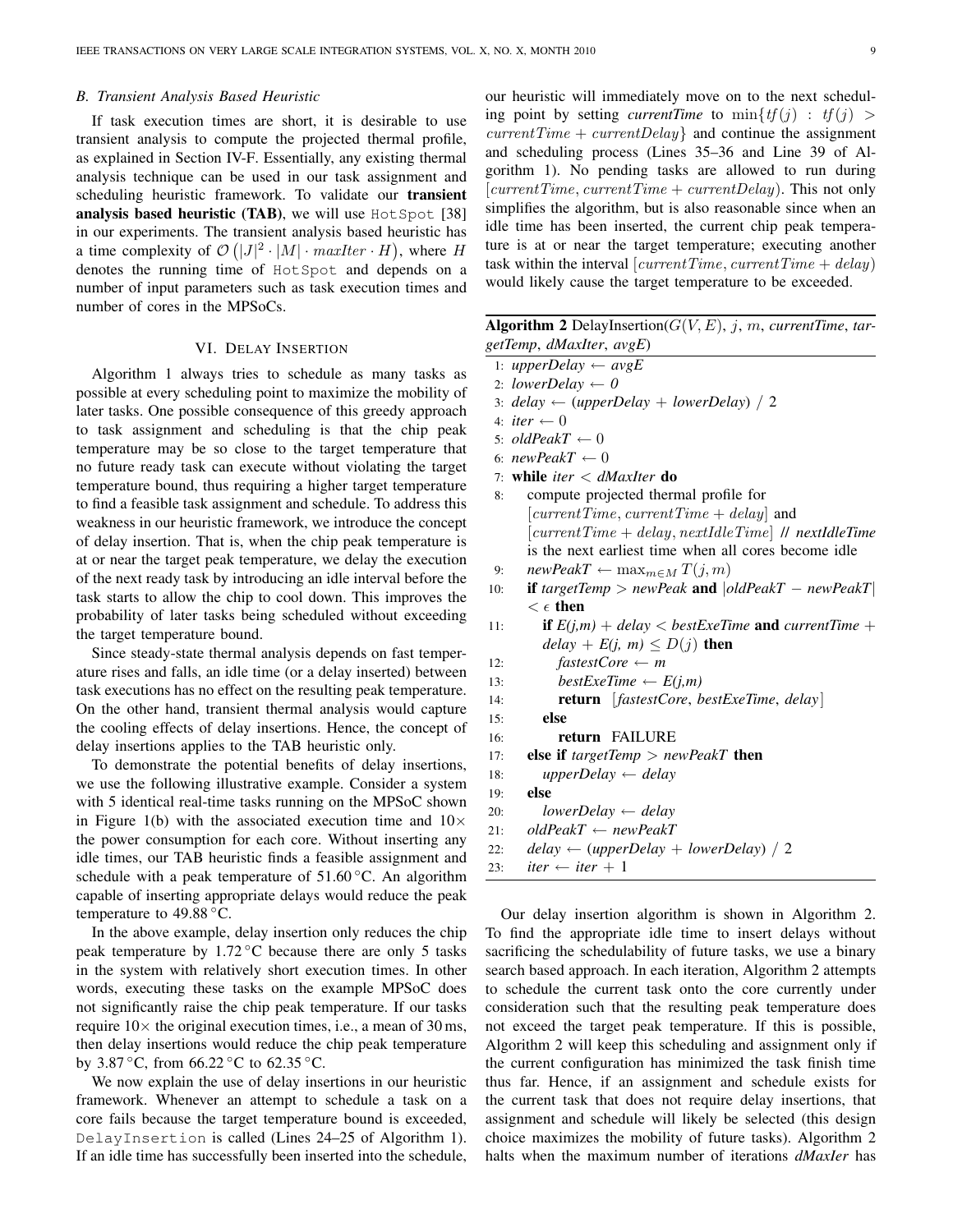### B. Transient Analysis Based Heuristic

If task execution times are short, it is desirable to use transient analysis to compute the projected thermal profile, as explained in Section IV-F. Essentially, any existing thermal analysis technique can be used in our task assignment and scheduling heuristic framework. To validate our **transient analysis based heuristic (TAB)**, we will use HotSpot [38] in our experiments. The transient analysis based heuristic has a time complexity of $\mathcal{O}\left(|J|^2 \cdot |M| \cdot maxIter \cdot H\right)$, where $H$ denotes the running time of HotSpot and depends on a number of input parameters such as task execution times and number of cores in the MPSoCs.

## VI. Delay Insertion

Algorithm 1 always tries to schedule as many tasks as possible at every scheduling point to maximize the mobility of later tasks. One possible consequence of this greedy approach to task assignment and scheduling is that the chip peak temperature may be so close to the target temperature that no future ready task can execute without violating the target temperature bound, thus requiring a higher target temperature to find a feasible task assignment and schedule. To address this weakness in our heuristic framework, we introduce the concept of delay insertion. That is, when the chip peak temperature is at or near the target peak temperature, we delay the execution of the next ready task by introducing an idle interval before the task starts to allow the chip to cool down. This improves the probability of later tasks being scheduled without exceeding the target temperature bound.

Since steady-state thermal analysis depends on fast temperature rises and falls, an idle time (or a delay inserted) between task executions has no effect on the resulting peak temperature. On the other hand, transient thermal analysis would capture the cooling effects of delay insertions. Hence, the concept of delay insertions applies to the TAB heuristic only.

To demonstrate the potential benefits of delay insertions, we use the following illustrative example. Consider a system with 5 identical real-time tasks running on the MPSoC shown in Figure 1(b) with the associated execution time and $10\times$ the power consumption for each core. Without inserting any idle times, our TAB heuristic finds a feasible assignment and schedule with a peak temperature of 51.60 °C. An algorithm capable of inserting appropriate delays would reduce the peak temperature to 49.88 °C.

In the above example, delay insertion only reduces the chip peak temperature by 1.72 °C because there are only 5 tasks in the system with relatively short execution times. In other words, executing these tasks on the example MPSoC does not significantly raise the chip peak temperature. If our tasks require $10\times$ the original execution times, i.e., a mean of 30 ms, then delay insertions would reduce the chip peak temperature by 3.87 °C, from 66.22 °C to 62.35 °C.

We now explain the use of delay insertions in our heuristic framework. Whenever an attempt to schedule a task on a core fails because the target temperature bound is exceeded, DelayInsertion is called (Lines 24–25 of Algorithm 1). If an idle time has successfully been inserted into the schedule, our heuristic will immediately move on to the next scheduling point by setting *currentTime* to $\min\{tf(j) : tf(j) > currentTime + currentDelay\}$ and continue the assignment and scheduling process (Lines 35–36 and Line 39 of Algorithm 1). No pending tasks are allowed to run during $[currentTime, currentTime + currentDelay)$. This not only simplifies the algorithm, but is also reasonable since when an idle time has been inserted, the current chip peak temperature is at or near the target temperature; executing another task within the interval $[currentTime, currentTime + delay)$ would likely cause the target temperature to be exceeded.

**Algorithm 2** DelayInsertion($G(V,E)$, $j$, $m$, *currentTime*, *targetTemp*, *dMaxIter*, *avgE*)

```
1:  upperDelay ← avgE
2:  lowerDelay ← 0
3:  delay ← (upperDelay + lowerDelay) / 2
4:  iter ← 0
5:  oldPeakT ← 0
6:  newPeakT ← 0
7:  while iter < dMaxIter do
8:      compute projected thermal profile for
        [currentTime, currentTime + delay] and
        [currentTime + delay, nextIdleTime] // nextIdleTime
        is the next earliest time when all cores become idle
9:      newPeakT ← max_{m∈M} T(j, m)
10:     if targetTemp > newPeak and |oldPeakT − newPeakT|
        < ε then
11:         if E(j,m) + delay < bestExeTime and currentTime +
            delay + E(j, m) ≤ D(j) then
12:             fastestCore ← m
13:             bestExeTime ← E(j,m)
14:             return [fastestCore, bestExeTime, delay]
15:         else
16:             return FAILURE
17:     else if targetTemp > newPeakT then
18:         upperDelay ← delay
19:     else
20:         lowerDelay ← delay
21:     oldPeakT ← newPeakT
22:     delay ← (upperDelay + lowerDelay) / 2
23:     iter ← iter + 1
```

Our delay insertion algorithm is shown in Algorithm 2. To find the appropriate idle time to insert delays without sacrificing the schedulability of future tasks, we use a binary search based approach. In each iteration, Algorithm 2 attempts to schedule the current task onto the core currently under consideration such that the resulting peak temperature does not exceed the target peak temperature. If this is possible, Algorithm 2 will keep this scheduling and assignment only if the current configuration has minimized the task finish time thus far. Hence, if an assignment and schedule exists for the current task that does not require delay insertions, that assignment and schedule will likely be selected (this design choice maximizes the mobility of future tasks). Algorithm 2 halts when the maximum number of iterations *dMaxIer* has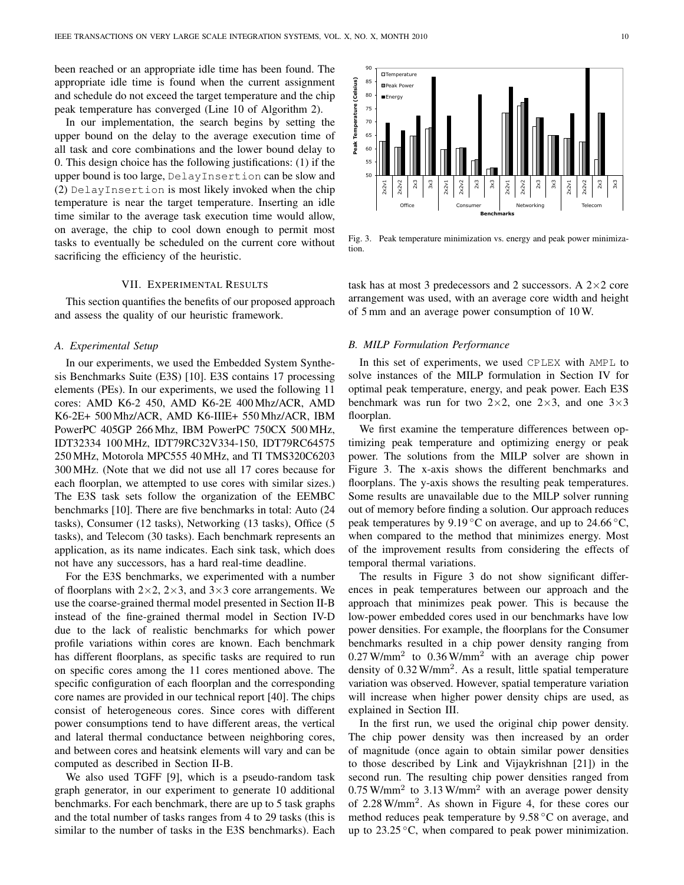been reached or an appropriate idle time has been found. The appropriate idle time is found when the current assignment and schedule do not exceed the target temperature and the chip peak temperature has converged (Line 10 of Algorithm 2).

In our implementation, the search begins by setting the upper bound on the delay to the average execution time of all task and core combinations and the lower bound delay to 0. This design choice has the following justifications: (1) if the upper bound is too large, `DelayInsertion` can be slow and (2) `DelayInsertion` is most likely invoked when the chip temperature is near the target temperature. Inserting an idle time similar to the average task execution time would allow, on average, the chip to cool down enough to permit most tasks to eventually be scheduled on the current core without sacrificing the efficiency of the heuristic.

## VII. Experimental Results

This section quantifies the benefits of our proposed approach and assess the quality of our heuristic framework.

### A. Experimental Setup

In our experiments, we used the Embedded System Synthesis Benchmarks Suite (E3S) [10]. E3S contains 17 processing elements (PEs). In our experiments, we used the following 11 cores: AMD K6-2 450, AMD K6-2E 400 Mhz/ACR, AMD K6-2E+ 500 Mhz/ACR, AMD K6-IIIE+ 550 Mhz/ACR, IBM PowerPC 405GP 266 Mhz, IBM PowerPC 750CX 500 MHz, IDT32334 100 MHz, IDT79RC32V334-150, IDT79RC64575 250 MHz, Motorola MPC555 40 MHz, and TI TMS320C6203 300 MHz. (Note that we did not use all 17 cores because for each floorplan, we attempted to use cores with similar sizes.) The E3S task sets follow the organization of the EEMBC benchmarks [10]. There are five benchmarks in total: Auto (24 tasks), Consumer (12 tasks), Networking (13 tasks), Office (5 tasks), and Telecom (30 tasks). Each benchmark represents an application, as its name indicates. Each sink task, which does not have any successors, has a hard real-time deadline.

For the E3S benchmarks, we experimented with a number of floorplans with 2×2, 2×3, and 3×3 core arrangements. We use the coarse-grained thermal model presented in Section II-B instead of the fine-grained thermal model in Section IV-D due to the lack of realistic benchmarks for which power profile variations within cores are known. Each benchmark has different floorplans, as specific tasks are required to run on specific cores among the 11 cores mentioned above. The specific configuration of each floorplan and the corresponding core names are provided in our technical report [40]. The chips consist of heterogeneous cores. Since cores with different power consumptions tend to have different areas, the vertical and lateral thermal conductance between neighboring cores, and between cores and heatsink elements will vary and can be computed as described in Section II-B.

We also used TGFF [9], which is a pseudo-random task graph generator, in our experiment to generate 10 additional benchmarks. For each benchmark, there are up to 5 task graphs and the total number of tasks ranges from 4 to 29 tasks (this is similar to the number of tasks in the E3S benchmarks). Each task has at most 3 predecessors and 2 successors. A 2×2 core arrangement was used, with an average core width and height of 5 mm and an average power consumption of 10 W.

Fig. 3. Peak temperature minimization vs. energy and peak power minimization.

### B. MILP Formulation Performance

In this set of experiments, we used `CPLEX` with `AMPL` to solve instances of the MILP formulation in Section IV for optimal peak temperature, energy, and peak power. Each E3S benchmark was run for two 2×2, one 2×3, and one 3×3 floorplan.

We first examine the temperature differences between optimizing peak temperature and optimizing energy or peak power. The solutions from the MILP solver are shown in Figure 3. The x-axis shows the different benchmarks and floorplans. The y-axis shows the resulting peak temperatures. Some results are unavailable due to the MILP solver running out of memory before finding a solution. Our approach reduces peak temperatures by 9.19 °C on average, and up to 24.66 °C, when compared to the method that minimizes energy. Most of the improvement results from considering the effects of temporal thermal variations.

The results in Figure 3 do not show significant differences in peak temperatures between our approach and the approach that minimizes peak power. This is because the low-power embedded cores used in our benchmarks have low power densities. For example, the floorplans for the Consumer benchmarks resulted in a chip power density ranging from 0.27 W/mm$^2$ to 0.36 W/mm$^2$ with an average chip power density of 0.32 W/mm$^2$. As a result, little spatial temperature variation was observed. However, spatial temperature variation will increase when higher power density chips are used, as explained in Section III.

In the first run, we used the original chip power density. The chip power density was then increased by an order of magnitude (once again to obtain similar power densities to those described by Link and Vijaykrishnan [21]) in the second run. The resulting chip power densities ranged from 0.75 W/mm$^2$ to 3.13 W/mm$^2$ with an average power density of 2.28 W/mm$^2$. As shown in Figure 4, for these cores our method reduces peak temperature by 9.58 °C on average, and up to 23.25 °C, when compared to peak power minimization.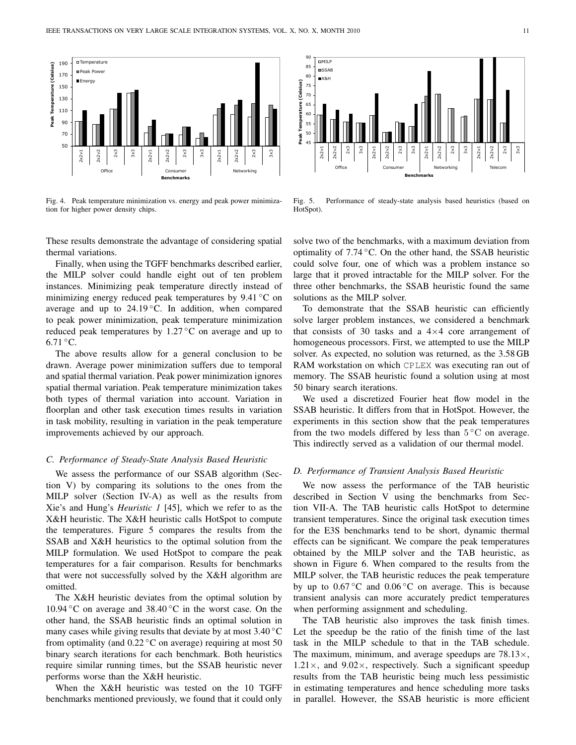Fig. 4. Peak temperature minimization vs. energy and peak power minimization for higher power density chips.

Fig. 5. Performance of steady-state analysis based heuristics (based on HotSpot).

These results demonstrate the advantage of considering spatial thermal variations.

Finally, when using the TGFF benchmarks described earlier, the MILP solver could handle eight out of ten problem instances. Minimizing peak temperature directly instead of minimizing energy reduced peak temperatures by 9.41 °C on average and up to 24.19 °C. In addition, when compared to peak power minimization, peak temperature minimization reduced peak temperatures by 1.27 °C on average and up to 6.71 °C.

The above results allow for a general conclusion to be drawn. Average power minimization suffers due to temporal and spatial thermal variation. Peak power minimization ignores spatial thermal variation. Peak temperature minimization takes both types of thermal variation into account. Variation in floorplan and other task execution times results in variation in task mobility, resulting in variation in the peak temperature improvements achieved by our approach.

### C. Performance of Steady-State Analysis Based Heuristic

We assess the performance of our SSAB algorithm (Section V) by comparing its solutions to the ones from the MILP solver (Section IV-A) as well as the results from Xie's and Hung's *Heuristic 1* [45], which we refer to as the X&H heuristic. The X&H heuristic calls HotSpot to compute the temperatures. Figure 5 compares the results from the SSAB and X&H heuristics to the optimal solution from the MILP formulation. We used HotSpot to compare the peak temperatures for a fair comparison. Results for benchmarks that were not successfully solved by the X&H algorithm are omitted.

The X&H heuristic deviates from the optimal solution by 10.94 °C on average and 38.40 °C in the worst case. On the other hand, the SSAB heuristic finds an optimal solution in many cases while giving results that deviate by at most 3.40 °C from optimality (and 0.22 °C on average) requiring at most 50 binary search iterations for each benchmark. Both heuristics require similar running times, but the SSAB heuristic never performs worse than the X&H heuristic.

When the X&H heuristic was tested on the 10 TGFF benchmarks mentioned previously, we found that it could only solve two of the benchmarks, with a maximum deviation from optimality of 7.74 °C. On the other hand, the SSAB heuristic could solve four, one of which was a problem instance so large that it proved intractable for the MILP solver. For the three other benchmarks, the SSAB heuristic found the same solutions as the MILP solver.

To demonstrate that the SSAB heuristic can efficiently solve larger problem instances, we considered a benchmark that consists of 30 tasks and a 4×4 core arrangement of homogeneous processors. First, we attempted to use the MILP solver. As expected, no solution was returned, as the 3.58 GB RAM workstation on which CPLEX was executing ran out of memory. The SSAB heuristic found a solution using at most 50 binary search iterations.

We used a discretized Fourier heat flow model in the SSAB heuristic. It differs from that in HotSpot. However, the experiments in this section show that the peak temperatures from the two models differed by less than 5 °C on average. This indirectly served as a validation of our thermal model.

### D. Performance of Transient Analysis Based Heuristic

We now assess the performance of the TAB heuristic described in Section V using the benchmarks from Section VII-A. The TAB heuristic calls HotSpot to determine transient temperatures. Since the original task execution times for the E3S benchmarks tend to be short, dynamic thermal effects can be significant. We compare the peak temperatures obtained by the MILP solver and the TAB heuristic, as shown in Figure 6. When compared to the results from the MILP solver, the TAB heuristic reduces the peak temperature by up to 0.67 °C and 0.06 °C on average. This is because transient analysis can more accurately predict temperatures when performing assignment and scheduling.

The TAB heuristic also improves the task finish times. Let the speedup be the ratio of the finish time of the last task in the MILP schedule to that in the TAB schedule. The maximum, minimum, and average speedups are 78.13×, 1.21×, and 9.02×, respectively. Such a significant speedup results from the TAB heuristic being much less pessimistic in estimating temperatures and hence scheduling more tasks in parallel. However, the SSAB heuristic is more efficient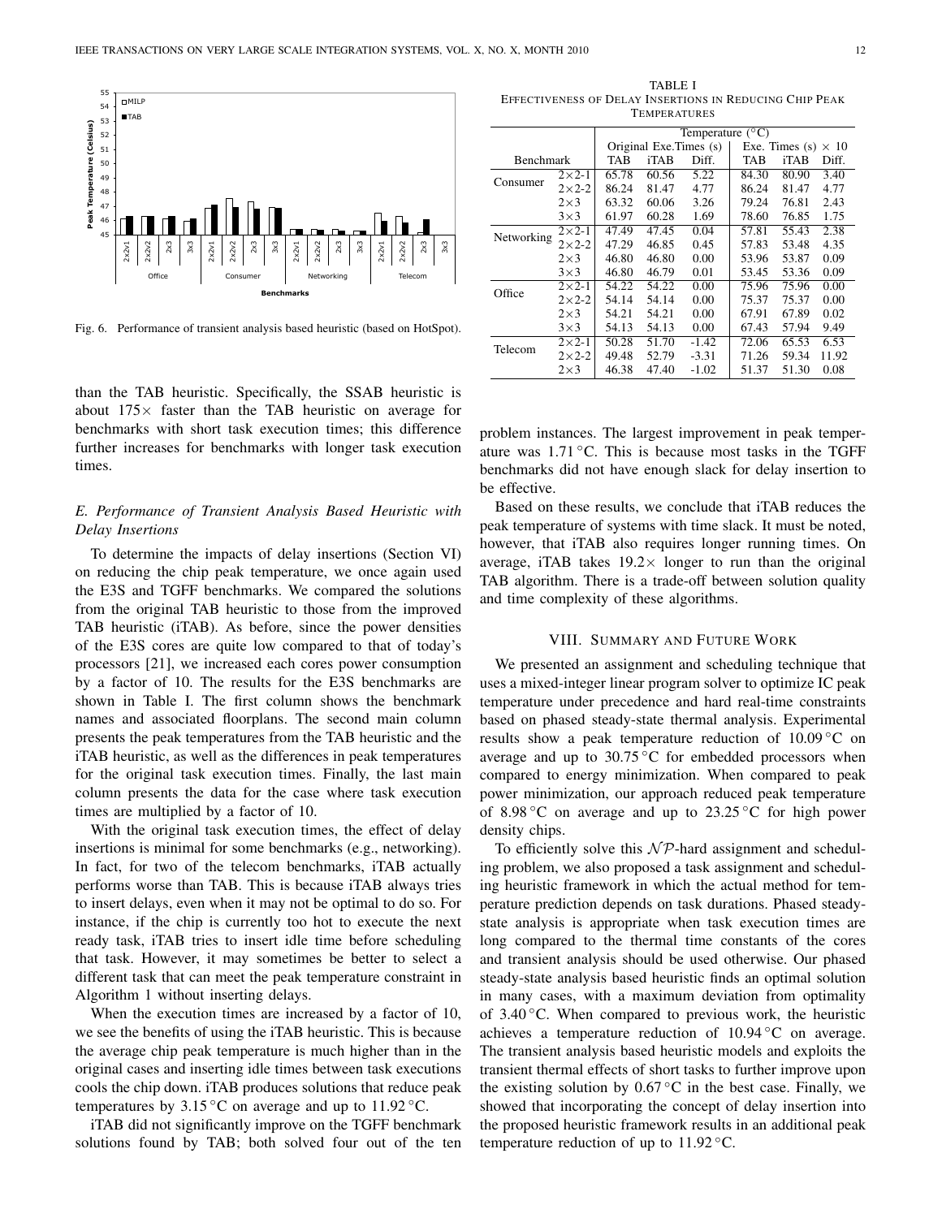Fig. 6. Performance of transient analysis based heuristic (based on HotSpot).

than the TAB heuristic. Specifically, the SSAB heuristic is about 175× faster than the TAB heuristic on average for benchmarks with short task execution times; this difference further increases for benchmarks with longer task execution times.

### *E. Performance of Transient Analysis Based Heuristic with Delay Insertions*

To determine the impacts of delay insertions (Section VI) on reducing the chip peak temperature, we once again used the E3S and TGFF benchmarks. We compared the solutions from the original TAB heuristic to those from the improved TAB heuristic (iTAB). As before, since the power densities of the E3S cores are quite low compared to that of today's processors [21], we increased each cores power consumption by a factor of 10. The results for the E3S benchmarks are shown in Table I. The first column shows the benchmark names and associated floorplans. The second main column presents the peak temperatures from the TAB heuristic and the iTAB heuristic, as well as the differences in peak temperatures for the original task execution times. Finally, the last main column presents the data for the case where task execution times are multiplied by a factor of 10.

With the original task execution times, the effect of delay insertions is minimal for some benchmarks (e.g., networking). In fact, for two of the telecom benchmarks, iTAB actually performs worse than TAB. This is because iTAB always tries to insert delays, even when it may not be optimal to do so. For instance, if the chip is currently too hot to execute the next ready task, iTAB tries to insert idle time before scheduling that task. However, it may sometimes be better to select a different task that can meet the peak temperature constraint in Algorithm 1 without inserting delays.

When the execution times are increased by a factor of 10, we see the benefits of using the iTAB heuristic. This is because the average chip peak temperature is much higher than in the original cases and inserting idle times between task executions cools the chip down. iTAB produces solutions that reduce peak temperatures by 3.15 °C on average and up to 11.92 °C.

iTAB did not significantly improve on the TGFF benchmark solutions found by TAB; both solved four out of the ten

TABLE I
EFFECTIVENESS OF DELAY INSERTIONS IN REDUCING CHIP PEAK TEMPERATURES

| Benchmark | | Temperature (°C) | | | | | |
|---|---|---|---|---|---|---|---|
| | | Original Exe.Times (s) | | | Exe. Times (s) × 10 | | |
| | | TAB | iTAB | Diff. | TAB | iTAB | Diff. |
| Consumer | 2×2-1 | 65.78 | 60.56 | 5.22 | 84.30 | 80.90 | 3.40 |
| | 2×2-2 | 86.24 | 81.47 | 4.77 | 86.24 | 81.47 | 4.77 |
| | 2×3 | 63.32 | 60.06 | 3.26 | 79.24 | 76.81 | 2.43 |
| | 3×3 | 61.97 | 60.28 | 1.69 | 78.60 | 76.85 | 1.75 |
| Networking | 2×2-1 | 47.49 | 47.45 | 0.04 | 57.81 | 55.43 | 2.38 |
| | 2×2-2 | 47.29 | 46.85 | 0.45 | 57.83 | 53.48 | 4.35 |
| | 2×3 | 46.80 | 46.80 | 0.00 | 53.96 | 53.87 | 0.09 |
| | 3×3 | 46.80 | 46.79 | 0.01 | 53.45 | 53.36 | 0.09 |
| Office | 2×2-1 | 54.22 | 54.22 | 0.00 | 75.96 | 75.96 | 0.00 |
| | 2×2-2 | 54.14 | 54.14 | 0.00 | 75.37 | 75.37 | 0.00 |
| | 2×3 | 54.21 | 54.21 | 0.00 | 67.91 | 67.89 | 0.02 |
| | 3×3 | 54.13 | 54.13 | 0.00 | 67.43 | 57.94 | 9.49 |
| Telecom | 2×2-1 | 50.28 | 51.70 | -1.42 | 72.06 | 65.53 | 6.53 |
| | 2×2-2 | 49.48 | 52.79 | -3.31 | 71.26 | 59.34 | 11.92 |
| | 2×3 | 46.38 | 47.40 | -1.02 | 51.37 | 51.30 | 0.08 |

problem instances. The largest improvement in peak temperature was 1.71 °C. This is because most tasks in the TGFF benchmarks did not have enough slack for delay insertion to be effective.

Based on these results, we conclude that iTAB reduces the peak temperature of systems with time slack. It must be noted, however, that iTAB also requires longer running times. On average, iTAB takes 19.2× longer to run than the original TAB algorithm. There is a trade-off between solution quality and time complexity of these algorithms.

## VIII. SUMMARY AND FUTURE WORK

We presented an assignment and scheduling technique that uses a mixed-integer linear program solver to optimize IC peak temperature under precedence and hard real-time constraints based on phased steady-state thermal analysis. Experimental results show a peak temperature reduction of 10.09 °C on average and up to 30.75 °C for embedded processors when compared to energy minimization. When compared to peak power minimization, our approach reduced peak temperature of 8.98 °C on average and up to 23.25 °C for high power density chips.

To efficiently solve this $\mathcal{NP}$-hard assignment and scheduling problem, we also proposed a task assignment and scheduling heuristic framework in which the actual method for temperature prediction depends on task durations. Phased steady-state analysis is appropriate when task execution times are long compared to the thermal time constants of the cores and transient analysis should be used otherwise. Our phased steady-state analysis based heuristic finds an optimal solution in many cases, with a maximum deviation from optimality of 3.40 °C. When compared to previous work, the heuristic achieves a temperature reduction of 10.94 °C on average. The transient analysis based heuristic models and exploits the transient thermal effects of short tasks to further improve upon the existing solution by 0.67 °C in the best case. Finally, we showed that incorporating the concept of delay insertion into the proposed heuristic framework results in an additional peak temperature reduction of up to 11.92 °C.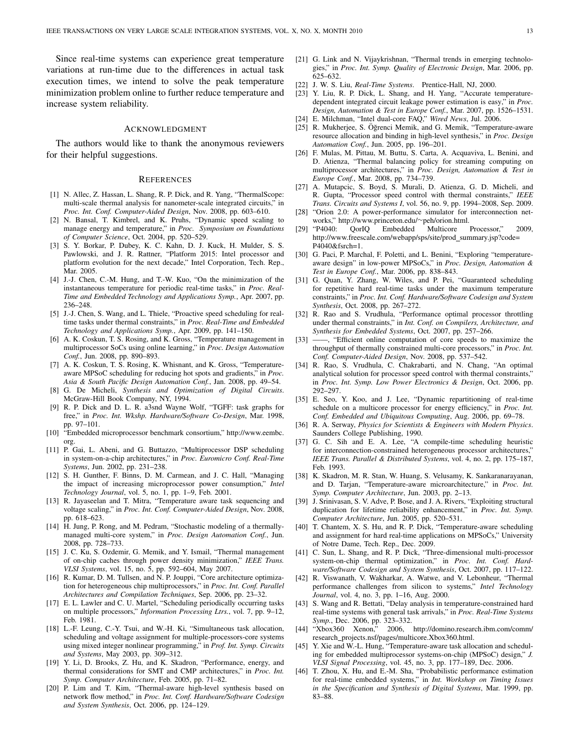Since real-time systems can experience great temperature variations at run-time due to the differences in actual task execution times, we intend to solve the peak temperature minimization problem online to further reduce temperature and increase system reliability.

## Acknowledgment

The authors would like to thank the anonymous reviewers for their helpful suggestions.

## References

[1] N. Allec, Z. Hassan, L. Shang, R. P. Dick, and R. Yang, "ThermalScope: multi-scale thermal analysis for nanometer-scale integrated circuits," in *Proc. Int. Conf. Computer-Aided Design*, Nov. 2008, pp. 603–610.

[2] N. Bansal, T. Kimbrel, and K. Pruhs, "Dynamic speed scaling to manage energy and temperature," in *Proc. Symposium on Foundations of Computer Science*, Oct. 2004, pp. 520–529.

[3] S. Y. Borkar, P. Dubey, K. C. Kahn, D. J. Kuck, H. Mulder, S. S. Pawlowski, and J. R. Rattner, "Platform 2015: Intel processor and platform evolution for the next decade," Intel Corporation, Tech. Rep., Mar. 2005.

[4] J.-J. Chen, C.-M. Hung, and T.-W. Kuo, "On the minimization of the instantaneous temperature for periodic real-time tasks," in *Proc. Real-Time and Embedded Technology and Applications Symp.*, Apr. 2007, pp. 236–248.

[5] J.-J. Chen, S. Wang, and L. Thiele, "Proactive speed scheduling for real-time tasks under thermal constraints," in *Proc. Real-Time and Embedded Technology and Applications Symp.*, Apr. 2009, pp. 141–150.

[6] A. K. Coskun, T. S. Rosing, and K. Gross, "Temperature management in multiprocessor SoCs using online learning," in *Proc. Design Automation Conf.*, Jun. 2008, pp. 890–893.

[7] A. K. Coskun, T. S. Rosing, K. Whisnant, and K. Gross, "Temperature-aware MPSoC scheduling for reducing hot spots and gradients," in *Proc. Asia & South Pacific Design Automation Conf.*, Jan. 2008, pp. 49–54.

[8] G. De Micheli, *Synthesis and Optimization of Digital Circuits*. McGraw-Hill Book Company, NY, 1994.

[9] R. P. Dick and D. L. R. a3snd Wayne Wolf, "TGFF: task graphs for free," in *Proc. Int. Wkshp. Hardware/Software Co-Design*, Mar. 1998, pp. 97–101.

[10] "Embedded microprocessor benchmark consortium," http://www.eembc.org.

[11] P. Gai, L. Abeni, and G. Buttazzo, "Multiprocessor DSP scheduling in system-on-a-chip architectures," in *Proc. Euromicro Conf. Real-Time Systems*, Jun. 2002, pp. 231–238.

[12] S. H. Gunther, F. Binns, D. M. Carmean, and J. C. Hall, "Managing the impact of increasing microprocessor power consumption," *Intel Technology Journal*, vol. 5, no. 1, pp. 1–9, Feb. 2001.

[13] R. Jayaseelan and T. Mitra, "Temperature aware task sequencing and voltage scaling," in *Proc. Int. Conf. Computer-Aided Design*, Nov. 2008, pp. 618–623.

[14] H. Jung, P. Rong, and M. Pedram, "Stochastic modeling of a thermally-managed multi-core system," in *Proc. Design Automation Conf.*, Jun. 2008, pp. 728–733.

[15] J. C. Ku, S. Ozdemir, G. Memik, and Y. Ismail, "Thermal management of on-chip caches through power density minimization," *IEEE Trans. VLSI Systems*, vol. 15, no. 5, pp. 592–604, May 2007.

[16] R. Kumar, D. M. Tullsen, and N. P. Jouppi, "Core architecture optimization for heterogeneous chip multiprocessors," in *Proc. Int. Conf. Parallel Architectures and Compilation Techniques*, Sep. 2006, pp. 23–32.

[17] E. L. Lawler and C. U. Martel, "Scheduling periodically occurring tasks on multiple processors," *Information Processing Ltrs.*, vol. 7, pp. 9–12, Feb. 1981.

[18] L.-F. Leung, C.-Y. Tsui, and W.-H. Ki, "Simultaneous task allocation, scheduling and voltage assignment for multiple-processors-core systems using mixed integer nonlinear programming," in *Prof. Int. Symp. Circuits and Systems*, May 2003, pp. 309–312.

[19] Y. Li, D. Brooks, Z. Hu, and K. Skadron, "Performance, energy, and thermal considerations for SMT and CMP architectures," in *Proc. Int. Symp. Computer Architecture*, Feb. 2005, pp. 71–82.

[20] P. Lim and T. Kim, "Thermal-aware high-level synthesis based on network flow method," in *Proc. Int. Conf. Hardware/Software Codesign and System Synthesis*, Oct. 2006, pp. 124–129.

[21] G. Link and N. Vijaykrishnan, "Thermal trends in emerging technologies," in *Proc. Int. Symp. Quality of Electronic Design*, Mar. 2006, pp. 625–632.

[22] J. W. S. Liu, *Real-Time Systems*. Prentice-Hall, NJ, 2000.

[23] Y. Liu, R. P. Dick, L. Shang, and H. Yang, "Accurate temperature-dependent integrated circuit leakage power estimation is easy," in *Proc. Design, Automation & Test in Europe Conf.*, Mar. 2007, pp. 1526–1531.

[24] E. Milchman, "Intel dual-core FAQ," *Wired News*, Jul. 2006.

[25] R. Mukherjee, S. Öğrenci Memik, and G. Memik, "Temperature-aware resource allocation and binding in high-level synthesis," in *Proc. Design Automation Conf.*, Jun. 2005, pp. 196–201.

[26] F. Mulas, M. Pittau, M. Buttu, S. Carta, A. Acquaviva, L. Benini, and D. Atienza, "Thermal balancing policy for streaming computing on multiprocessor architectures," in *Proc. Design, Automation & Test in Europe Conf.*, Mar. 2008, pp. 734–739.

[27] A. Mutapcic, S. Boyd, S. Murali, D. Atienza, G. D. Micheli, and R. Gupta, "Processor speed control with thermal constraints," *IEEE Trans. Circuits and Systems I*, vol. 56, no. 9, pp. 1994–2008, Sep. 2009.

[28] "Orion 2.0: A power-performance simulator for interconnection networks," http://www.princeton.edu/~peh/orion.html.

[29] "P4040: QorIQ Embedded Multicore Processor," 2009, http://www.freescale.com/webapp/sps/site/prod_summary.jsp?code=P4040&fsrch=1.

[30] G. Paci, P. Marchal, F. Poletti, and L. Benini, "Exploring "temperature-aware design" in low-power MPSoCs," in *Proc. Design, Automation & Test in Europe Conf.*, Mar. 2006, pp. 838–843.

[31] G. Quan, Y. Zhang, W. Wiles, and P. Pei, "Guaranteed scheduling for repetitive hard real-time tasks under the maximum temperature constraints," in *Proc. Int. Conf. Hardware/Software Codesign and System Synthesis*, Oct. 2008, pp. 267–272.

[32] R. Rao and S. Vrudhula, "Performance optimal processor throttling under thermal constraints," in *Int. Conf. on Compilers, Architecture, and Synthesis for Embedded Systems*, Oct. 2007, pp. 257–266.

[33] ——, "Efficient online computation of core speeds to maximize the throughput of thermally constrained multi-core processors," in *Proc. Int. Conf. Computer-Aided Design*, Nov. 2008, pp. 537–542.

[34] R. Rao, S. Vrudhula, C. Chakrabarti, and N. Chang, "An optimal analytical solution for processor speed control with thermal constraints," in *Proc. Int. Symp. Low Power Electronics & Design*, Oct. 2006, pp. 292–297.

[35] E. Seo, Y. Koo, and J. Lee, "Dynamic repartitioning of real-time schedule on a multicore processor for energy efficiency," in *Proc. Int. Conf. Embedded and Ubiquitous Computing*, Aug. 2006, pp. 69–78.

[36] R. A. Serway, *Physics for Scientists & Engineers with Modern Physics*. Saunders College Publishing, 1990.

[37] G. C. Sih and E. A. Lee, "A compile-time scheduling heuristic for interconnection-constrained heterogeneous processor architectures," *IEEE Trans. Parallel & Distributed Systems*, vol. 4, no. 2, pp. 175–187, Feb. 1993.

[38] K. Skadron, M. R. Stan, W. Huang, S. Velusamy, K. Sankaranarayanan, and D. Tarjan, "Temperature-aware microarchitecture," in *Proc. Int. Symp. Computer Architecture*, Jun. 2003, pp. 2–13.

[39] J. Srinivasan, S. V. Adve, P. Bose, and J. A. Rivers, "Exploiting structural duplication for lifetime reliability enhancement," in *Proc. Int. Symp. Computer Architecture*, Jun. 2005, pp. 520–531.

[40] T. Chantem, X. S. Hu, and R. P. Dick, "Temperature-aware scheduling and assignment for hard real-time applications on MPSoCs," University of Notre Dame, Tech. Rep., Dec. 2009.

[41] C. Sun, L. Shang, and R. P. Dick, "Three-dimensional multi-processor system-on-chip thermal optimization," in *Proc. Int. Conf. Hardware/Software Codesign and System Synthesis*, Oct. 2007, pp. 117–122.

[42] R. Viswanath, V. Wakharkar, A. Watwe, and V. Lebonheur, "Thermal performance challenges from silicon to systems," *Intel Technology Journal*, vol. 4, no. 3, pp. 1–16, Aug. 2000.

[43] S. Wang and R. Bettati, "Delay analysis in temperature-constrained hard real-time systems with general task arrivals," in *Proc. Real-Time Systems Symp.*, Dec. 2006, pp. 323–332.

[44] "Xbox360 Xenon," 2006, http://domino.research.ibm.com/comm/research_projects.nsf/pages/multicore.Xbox360.html.

[45] Y. Xie and W.-L. Hung, "Temperature-aware task allocation and scheduling for embedded multiprocessor systems-on-chip (MPSoC) design," *J. VLSI Signal Processing*, vol. 45, no. 3, pp. 177–189, Dec. 2006.

[46] T. Zhou, X. Hu, and E.-M. Sha, "Probabilistic performance estimation for real-time embedded systems," in *Int. Workshop on Timing Issues in the Specification and Synthesis of Digital Systems*, Mar. 1999, pp. 83–88.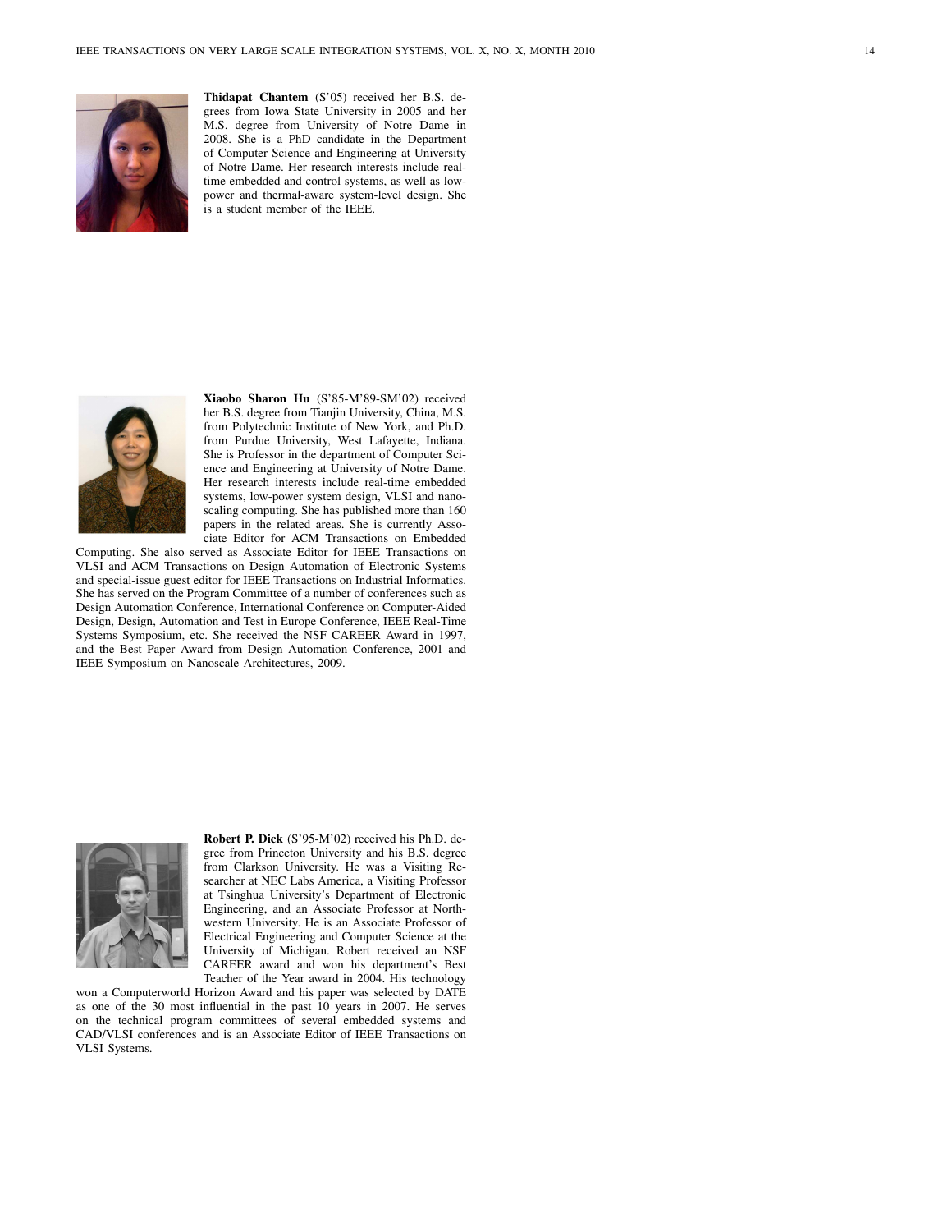**Thidapat Chantem** (S'05) received her B.S. degrees from Iowa State University in 2005 and her M.S. degree from University of Notre Dame in 2008. She is a PhD candidate in the Department of Computer Science and Engineering at University of Notre Dame. Her research interests include real-time embedded and control systems, as well as low-power and thermal-aware system-level design. She is a student member of the IEEE.

**Xiaobo Sharon Hu** (S'85-M'89-SM'02) received her B.S. degree from Tianjin University, China, M.S. from Polytechnic Institute of New York, and Ph.D. from Purdue University, West Lafayette, Indiana. She is Professor in the department of Computer Science and Engineering at University of Notre Dame. Her research interests include real-time embedded systems, low-power system design, VLSI and nano-scaling computing. She has published more than 160 papers in the related areas. She is currently Associate Editor for ACM Transactions on Embedded Computing. She also served as Associate Editor for IEEE Transactions on VLSI and ACM Transactions on Design Automation of Electronic Systems and special-issue guest editor for IEEE Transactions on Industrial Informatics. She has served on the Program Committee of a number of conferences such as Design Automation Conference, International Conference on Computer-Aided Design, Design, Automation and Test in Europe Conference, IEEE Real-Time Systems Symposium, etc. She received the NSF CAREER Award in 1997, and the Best Paper Award from Design Automation Conference, 2001 and IEEE Symposium on Nanoscale Architectures, 2009.

**Robert P. Dick** (S'95-M'02) received his Ph.D. degree from Princeton University and his B.S. degree from Clarkson University. He was a Visiting Researcher at NEC Labs America, a Visiting Professor at Tsinghua University's Department of Electronic Engineering, and an Associate Professor at Northwestern University. He is an Associate Professor of Electrical Engineering and Computer Science at the University of Michigan. Robert received an NSF CAREER award and won his department's Best Teacher of the Year award in 2004. His technology won a Computerworld Horizon Award and his paper was selected by DATE as one of the 30 most influential in the past 10 years in 2007. He serves on the technical program committees of several embedded systems and CAD/VLSI conferences and is an Associate Editor of IEEE Transactions on VLSI Systems.